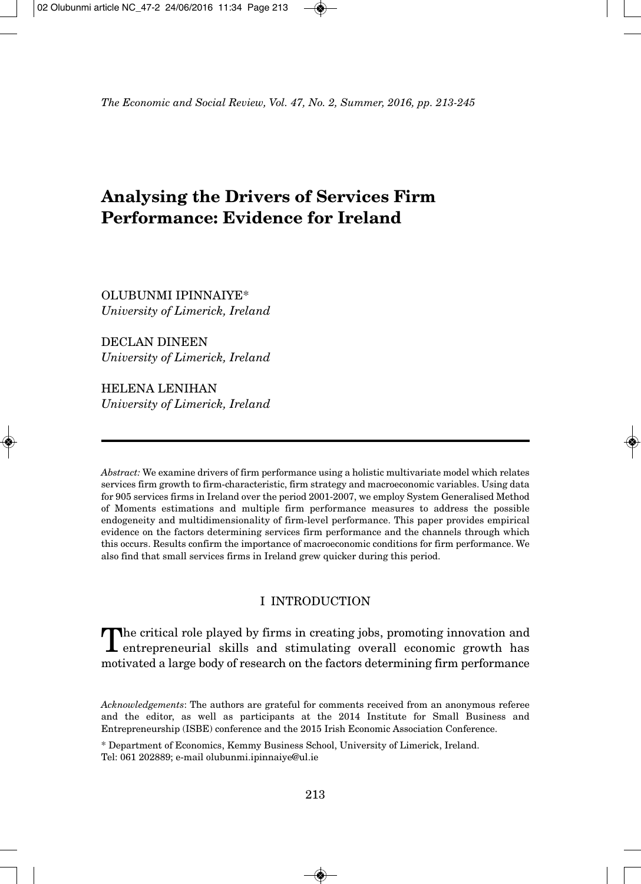# Analysing the Drivers of Services Firm Performance: Evidence for Ireland

OLUBUNMI IPINNAIYE*
*University of Limerick, Ireland*

DECLAN DINEEN
*University of Limerick, Ireland*

HELENA LENIHAN
*University of Limerick, Ireland*

*Abstract:* We examine drivers of firm performance using a holistic multivariate model which relates services firm growth to firm-characteristic, firm strategy and macroeconomic variables. Using data for 905 services firms in Ireland over the period 2001-2007, we employ System Generalised Method of Moments estimations and multiple firm performance measures to address the possible endogeneity and multidimensionality of firm-level performance. This paper provides empirical evidence on the factors determining services firm performance and the channels through which this occurs. Results confirm the importance of macroeconomic conditions for firm performance. We also find that small services firms in Ireland grew quicker during this period.

## I INTRODUCTION

The critical role played by firms in creating jobs, promoting innovation and entrepreneurial skills and stimulating overall economic growth has motivated a large body of research on the factors determining firm performance

*Acknowledgements*: The authors are grateful for comments received from an anonymous referee and the editor, as well as participants at the 2014 Institute for Small Business and Entrepreneurship (ISBE) conference and the 2015 Irish Economic Association Conference.

\* Department of Economics, Kemmy Business School, University of Limerick, Ireland. Tel: 061 202889; e-mail olubunmi.ipinnaiye@ul.ie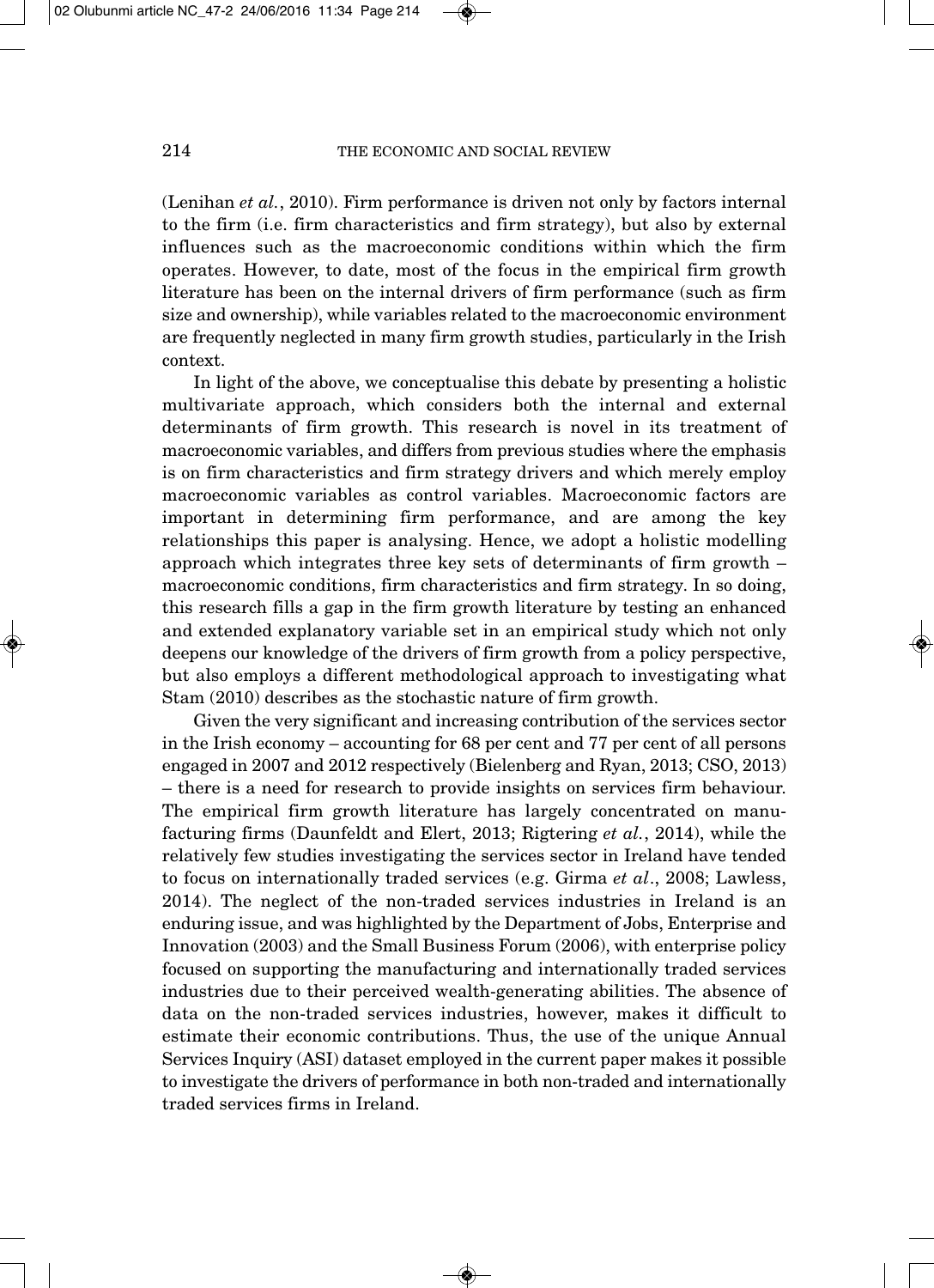(Lenihan *et al.*, 2010). Firm performance is driven not only by factors internal to the firm (i.e. firm characteristics and firm strategy), but also by external influences such as the macroeconomic conditions within which the firm operates. However, to date, most of the focus in the empirical firm growth literature has been on the internal drivers of firm performance (such as firm size and ownership), while variables related to the macroeconomic environment are frequently neglected in many firm growth studies, particularly in the Irish context.

In light of the above, we conceptualise this debate by presenting a holistic multivariate approach, which considers both the internal and external determinants of firm growth. This research is novel in its treatment of macroeconomic variables, and differs from previous studies where the emphasis is on firm characteristics and firm strategy drivers and which merely employ macroeconomic variables as control variables. Macroeconomic factors are important in determining firm performance, and are among the key relationships this paper is analysing. Hence, we adopt a holistic modelling approach which integrates three key sets of determinants of firm growth – macroeconomic conditions, firm characteristics and firm strategy. In so doing, this research fills a gap in the firm growth literature by testing an enhanced and extended explanatory variable set in an empirical study which not only deepens our knowledge of the drivers of firm growth from a policy perspective, but also employs a different methodological approach to investigating what Stam (2010) describes as the stochastic nature of firm growth.

Given the very significant and increasing contribution of the services sector in the Irish economy – accounting for 68 per cent and 77 per cent of all persons engaged in 2007 and 2012 respectively (Bielenberg and Ryan, 2013; CSO, 2013) – there is a need for research to provide insights on services firm behaviour. The empirical firm growth literature has largely concentrated on manufacturing firms (Daunfeldt and Elert, 2013; Rigtering *et al.*, 2014), while the relatively few studies investigating the services sector in Ireland have tended to focus on internationally traded services (e.g. Girma *et al*., 2008; Lawless, 2014). The neglect of the non-traded services industries in Ireland is an enduring issue, and was highlighted by the Department of Jobs, Enterprise and Innovation (2003) and the Small Business Forum (2006), with enterprise policy focused on supporting the manufacturing and internationally traded services industries due to their perceived wealth-generating abilities. The absence of data on the non-traded services industries, however, makes it difficult to estimate their economic contributions. Thus, the use of the unique Annual Services Inquiry (ASI) dataset employed in the current paper makes it possible to investigate the drivers of performance in both non-traded and internationally traded services firms in Ireland.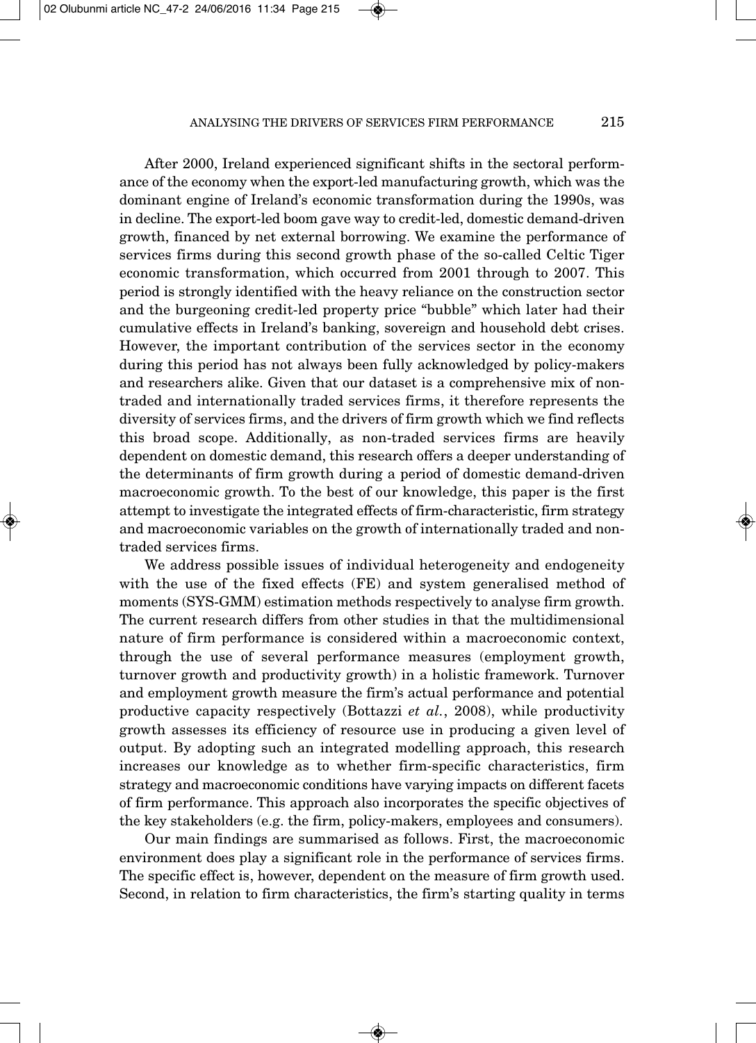After 2000, Ireland experienced significant shifts in the sectoral performance of the economy when the export-led manufacturing growth, which was the dominant engine of Ireland's economic transformation during the 1990s, was in decline. The export-led boom gave way to credit-led, domestic demand-driven growth, financed by net external borrowing. We examine the performance of services firms during this second growth phase of the so-called Celtic Tiger economic transformation, which occurred from 2001 through to 2007. This period is strongly identified with the heavy reliance on the construction sector and the burgeoning credit-led property price "bubble" which later had their cumulative effects in Ireland's banking, sovereign and household debt crises. However, the important contribution of the services sector in the economy during this period has not always been fully acknowledged by policy-makers and researchers alike. Given that our dataset is a comprehensive mix of non-traded and internationally traded services firms, it therefore represents the diversity of services firms, and the drivers of firm growth which we find reflects this broad scope. Additionally, as non-traded services firms are heavily dependent on domestic demand, this research offers a deeper understanding of the determinants of firm growth during a period of domestic demand-driven macroeconomic growth. To the best of our knowledge, this paper is the first attempt to investigate the integrated effects of firm-characteristic, firm strategy and macroeconomic variables on the growth of internationally traded and non-traded services firms.

We address possible issues of individual heterogeneity and endogeneity with the use of the fixed effects (FE) and system generalised method of moments (SYS-GMM) estimation methods respectively to analyse firm growth. The current research differs from other studies in that the multidimensional nature of firm performance is considered within a macroeconomic context, through the use of several performance measures (employment growth, turnover growth and productivity growth) in a holistic framework. Turnover and employment growth measure the firm's actual performance and potential productive capacity respectively (Bottazzi *et al.*, 2008), while productivity growth assesses its efficiency of resource use in producing a given level of output. By adopting such an integrated modelling approach, this research increases our knowledge as to whether firm-specific characteristics, firm strategy and macroeconomic conditions have varying impacts on different facets of firm performance. This approach also incorporates the specific objectives of the key stakeholders (e.g. the firm, policy-makers, employees and consumers).

Our main findings are summarised as follows. First, the macroeconomic environment does play a significant role in the performance of services firms. The specific effect is, however, dependent on the measure of firm growth used. Second, in relation to firm characteristics, the firm's starting quality in terms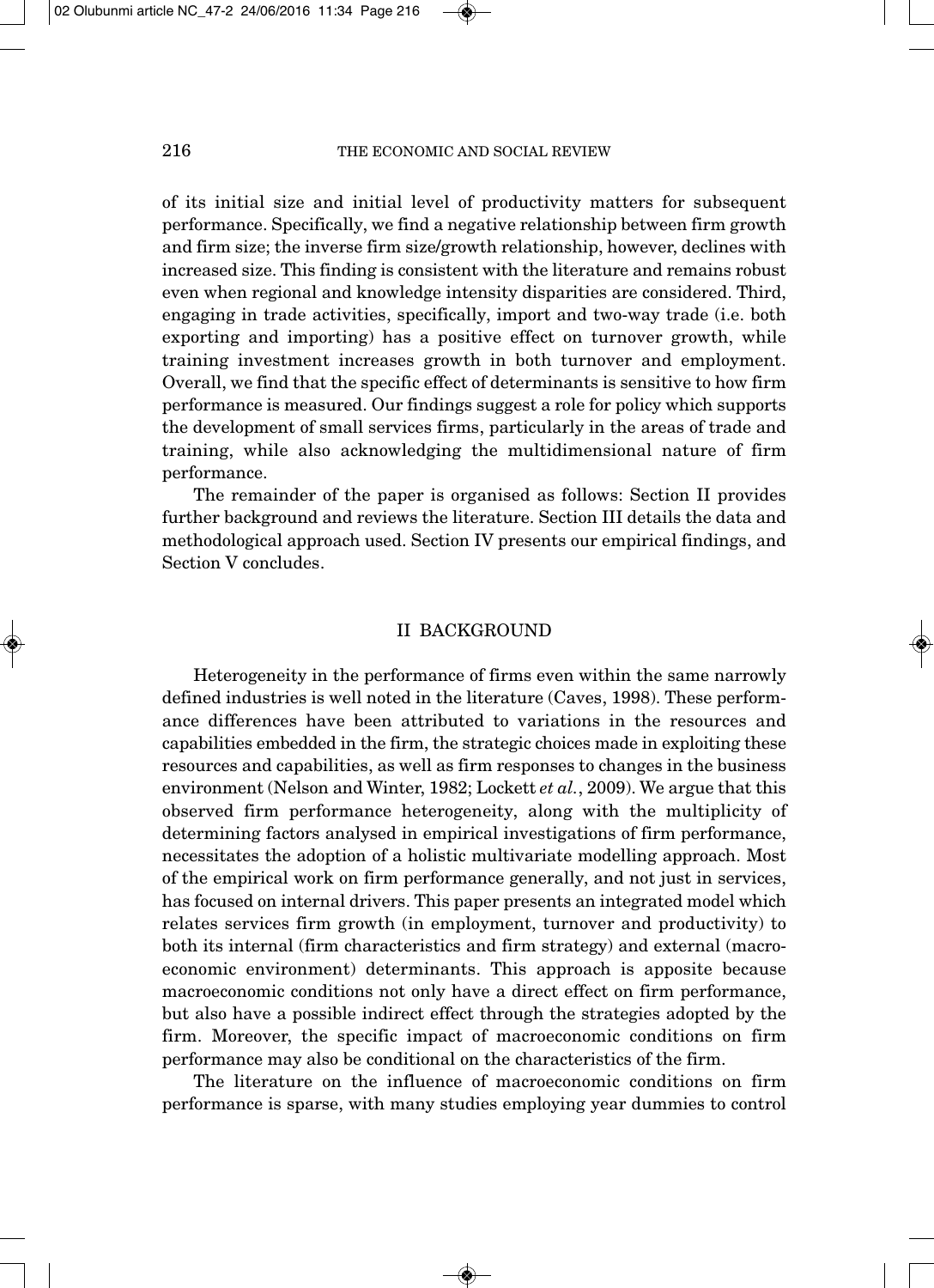of its initial size and initial level of productivity matters for subsequent performance. Specifically, we find a negative relationship between firm growth and firm size; the inverse firm size/growth relationship, however, declines with increased size. This finding is consistent with the literature and remains robust even when regional and knowledge intensity disparities are considered. Third, engaging in trade activities, specifically, import and two-way trade (i.e. both exporting and importing) has a positive effect on turnover growth, while training investment increases growth in both turnover and employment. Overall, we find that the specific effect of determinants is sensitive to how firm performance is measured. Our findings suggest a role for policy which supports the development of small services firms, particularly in the areas of trade and training, while also acknowledging the multidimensional nature of firm performance.

The remainder of the paper is organised as follows: Section II provides further background and reviews the literature. Section III details the data and methodological approach used. Section IV presents our empirical findings, and Section V concludes.

## II BACKGROUND

Heterogeneity in the performance of firms even within the same narrowly defined industries is well noted in the literature (Caves, 1998). These performance differences have been attributed to variations in the resources and capabilities embedded in the firm, the strategic choices made in exploiting these resources and capabilities, as well as firm responses to changes in the business environment (Nelson and Winter, 1982; Lockett *et al.*, 2009). We argue that this observed firm performance heterogeneity, along with the multiplicity of determining factors analysed in empirical investigations of firm performance, necessitates the adoption of a holistic multivariate modelling approach. Most of the empirical work on firm performance generally, and not just in services, has focused on internal drivers. This paper presents an integrated model which relates services firm growth (in employment, turnover and productivity) to both its internal (firm characteristics and firm strategy) and external (macroeconomic environment) determinants. This approach is apposite because macroeconomic conditions not only have a direct effect on firm performance, but also have a possible indirect effect through the strategies adopted by the firm. Moreover, the specific impact of macroeconomic conditions on firm performance may also be conditional on the characteristics of the firm.

The literature on the influence of macroeconomic conditions on firm performance is sparse, with many studies employing year dummies to control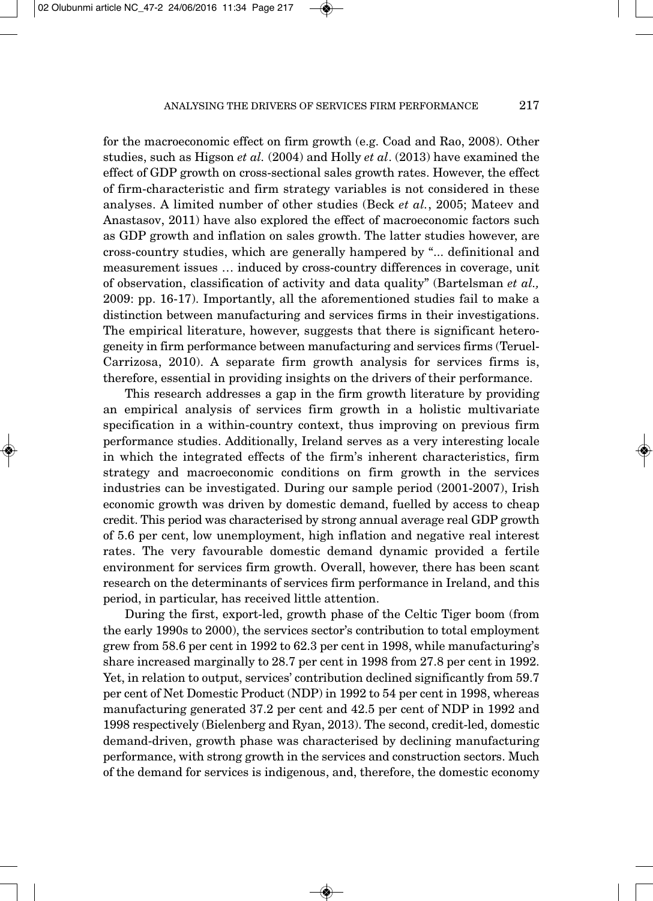for the macroeconomic effect on firm growth (e.g. Coad and Rao, 2008). Other studies, such as Higson *et al.* (2004) and Holly *et al*. (2013) have examined the effect of GDP growth on cross-sectional sales growth rates. However, the effect of firm-characteristic and firm strategy variables is not considered in these analyses. A limited number of other studies (Beck *et al.*, 2005; Mateev and Anastasov, 2011) have also explored the effect of macroeconomic factors such as GDP growth and inflation on sales growth. The latter studies however, are cross-country studies, which are generally hampered by "... definitional and measurement issues … induced by cross-country differences in coverage, unit of observation, classification of activity and data quality" (Bartelsman *et al.,* 2009: pp. 16-17). Importantly, all the aforementioned studies fail to make a distinction between manufacturing and services firms in their investigations. The empirical literature, however, suggests that there is significant heterogeneity in firm performance between manufacturing and services firms (Teruel-Carrizosa, 2010). A separate firm growth analysis for services firms is, therefore, essential in providing insights on the drivers of their performance.

This research addresses a gap in the firm growth literature by providing an empirical analysis of services firm growth in a holistic multivariate specification in a within-country context, thus improving on previous firm performance studies. Additionally, Ireland serves as a very interesting locale in which the integrated effects of the firm's inherent characteristics, firm strategy and macroeconomic conditions on firm growth in the services industries can be investigated. During our sample period (2001-2007), Irish economic growth was driven by domestic demand, fuelled by access to cheap credit. This period was characterised by strong annual average real GDP growth of 5.6 per cent, low unemployment, high inflation and negative real interest rates. The very favourable domestic demand dynamic provided a fertile environment for services firm growth. Overall, however, there has been scant research on the determinants of services firm performance in Ireland, and this period, in particular, has received little attention.

During the first, export-led, growth phase of the Celtic Tiger boom (from the early 1990s to 2000), the services sector's contribution to total employment grew from 58.6 per cent in 1992 to 62.3 per cent in 1998, while manufacturing's share increased marginally to 28.7 per cent in 1998 from 27.8 per cent in 1992. Yet, in relation to output, services' contribution declined significantly from 59.7 per cent of Net Domestic Product (NDP) in 1992 to 54 per cent in 1998, whereas manufacturing generated 37.2 per cent and 42.5 per cent of NDP in 1992 and 1998 respectively (Bielenberg and Ryan, 2013). The second, credit-led, domestic demand-driven, growth phase was characterised by declining manufacturing performance, with strong growth in the services and construction sectors. Much of the demand for services is indigenous, and, therefore, the domestic economy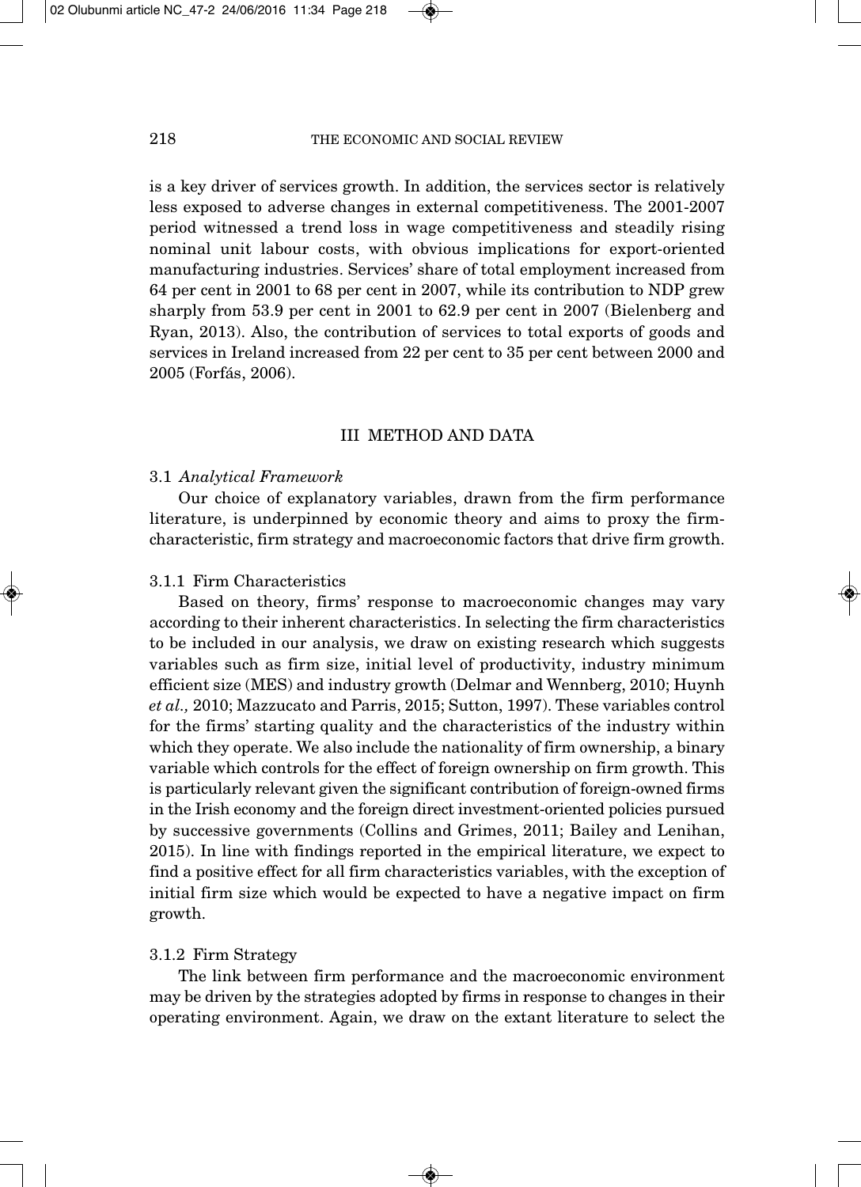is a key driver of services growth. In addition, the services sector is relatively less exposed to adverse changes in external competitiveness. The 2001-2007 period witnessed a trend loss in wage competitiveness and steadily rising nominal unit labour costs, with obvious implications for export-oriented manufacturing industries. Services' share of total employment increased from 64 per cent in 2001 to 68 per cent in 2007, while its contribution to NDP grew sharply from 53.9 per cent in 2001 to 62.9 per cent in 2007 (Bielenberg and Ryan, 2013). Also, the contribution of services to total exports of goods and services in Ireland increased from 22 per cent to 35 per cent between 2000 and 2005 (Forfás, 2006).

## III METHOD AND DATA

### 3.1 *Analytical Framework*

Our choice of explanatory variables, drawn from the firm performance literature, is underpinned by economic theory and aims to proxy the firm-characteristic, firm strategy and macroeconomic factors that drive firm growth.

#### 3.1.1 Firm Characteristics

Based on theory, firms' response to macroeconomic changes may vary according to their inherent characteristics. In selecting the firm characteristics to be included in our analysis, we draw on existing research which suggests variables such as firm size, initial level of productivity, industry minimum efficient size (MES) and industry growth (Delmar and Wennberg, 2010; Huynh *et al.,* 2010; Mazzucato and Parris, 2015; Sutton, 1997). These variables control for the firms' starting quality and the characteristics of the industry within which they operate. We also include the nationality of firm ownership, a binary variable which controls for the effect of foreign ownership on firm growth. This is particularly relevant given the significant contribution of foreign-owned firms in the Irish economy and the foreign direct investment-oriented policies pursued by successive governments (Collins and Grimes, 2011; Bailey and Lenihan, 2015). In line with findings reported in the empirical literature, we expect to find a positive effect for all firm characteristics variables, with the exception of initial firm size which would be expected to have a negative impact on firm growth.

#### 3.1.2 Firm Strategy

The link between firm performance and the macroeconomic environment may be driven by the strategies adopted by firms in response to changes in their operating environment. Again, we draw on the extant literature to select the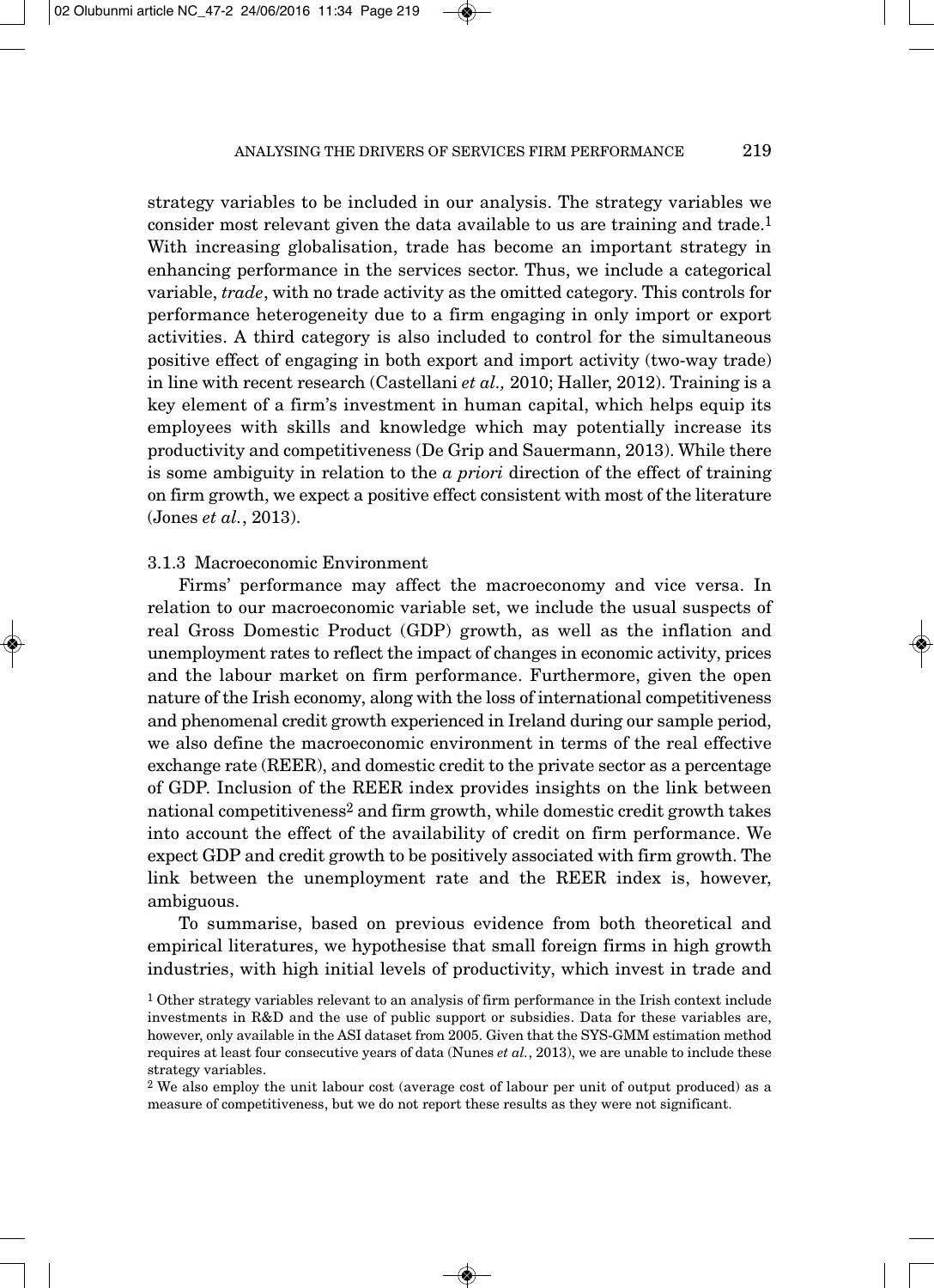strategy variables to be included in our analysis. The strategy variables we consider most relevant given the data available to us are training and trade.[1] With increasing globalisation, trade has become an important strategy in enhancing performance in the services sector. Thus, we include a categorical variable, *trade*, with no trade activity as the omitted category. This controls for performance heterogeneity due to a firm engaging in only import or export activities. A third category is also included to control for the simultaneous positive effect of engaging in both export and import activity (two-way trade) in line with recent research (Castellani *et al.,* 2010; Haller, 2012). Training is a key element of a firm's investment in human capital, which helps equip its employees with skills and knowledge which may potentially increase its productivity and competitiveness (De Grip and Sauermann, 2013). While there is some ambiguity in relation to the *a priori* direction of the effect of training on firm growth, we expect a positive effect consistent with most of the literature (Jones *et al.*, 2013).

#### 3.1.3 Macroeconomic Environment

Firms' performance may affect the macroeconomy and vice versa. In relation to our macroeconomic variable set, we include the usual suspects of real Gross Domestic Product (GDP) growth, as well as the inflation and unemployment rates to reflect the impact of changes in economic activity, prices and the labour market on firm performance. Furthermore, given the open nature of the Irish economy, along with the loss of international competitiveness and phenomenal credit growth experienced in Ireland during our sample period, we also define the macroeconomic environment in terms of the real effective exchange rate (REER), and domestic credit to the private sector as a percentage of GDP. Inclusion of the REER index provides insights on the link between national competitiveness[2] and firm growth, while domestic credit growth takes into account the effect of the availability of credit on firm performance. We expect GDP and credit growth to be positively associated with firm growth. The link between the unemployment rate and the REER index is, however, ambiguous.

To summarise, based on previous evidence from both theoretical and empirical literatures, we hypothesise that small foreign firms in high growth industries, with high initial levels of productivity, which invest in trade and

[1] Other strategy variables relevant to an analysis of firm performance in the Irish context include investments in R&D and the use of public support or subsidies. Data for these variables are, however, only available in the ASI dataset from 2005. Given that the SYS-GMM estimation method requires at least four consecutive years of data (Nunes *et al.*, 2013), we are unable to include these strategy variables.

[2] We also employ the unit labour cost (average cost of labour per unit of output produced) as a measure of competitiveness, but we do not report these results as they were not significant.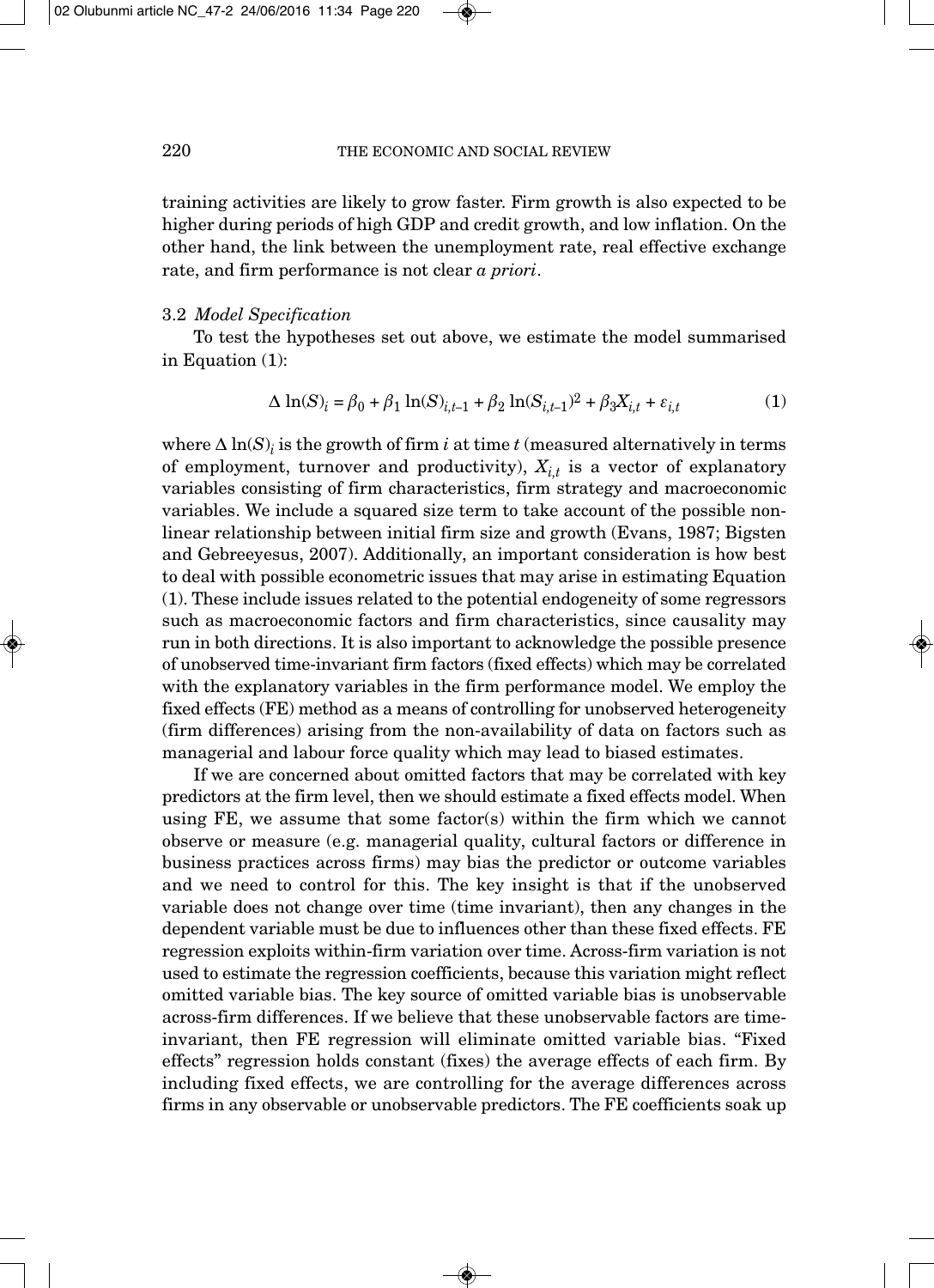training activities are likely to grow faster. Firm growth is also expected to be higher during periods of high GDP and credit growth, and low inflation. On the other hand, the link between the unemployment rate, real effective exchange rate, and firm performance is not clear *a priori*.

### 3.2 *Model Specification*

To test the hypotheses set out above, we estimate the model summarised in Equation (1):

$$\Delta \ln(S)_i = \beta_0 + \beta_1 \ln(S)_{i,t-1} + \beta_2 \ln(S_{i,t-1})^2 + \beta_3 X_{i,t} + \varepsilon_{i,t} \tag{1}$$

where $\Delta \ln(S)_i$ is the growth of firm $i$ at time $t$ (measured alternatively in terms of employment, turnover and productivity), $X_{i,t}$ is a vector of explanatory variables consisting of firm characteristics, firm strategy and macroeconomic variables. We include a squared size term to take account of the possible non-linear relationship between initial firm size and growth (Evans, 1987; Bigsten and Gebreeyesus, 2007). Additionally, an important consideration is how best to deal with possible econometric issues that may arise in estimating Equation (1). These include issues related to the potential endogeneity of some regressors such as macroeconomic factors and firm characteristics, since causality may run in both directions. It is also important to acknowledge the possible presence of unobserved time-invariant firm factors (fixed effects) which may be correlated with the explanatory variables in the firm performance model. We employ the fixed effects (FE) method as a means of controlling for unobserved heterogeneity (firm differences) arising from the non-availability of data on factors such as managerial and labour force quality which may lead to biased estimates.

If we are concerned about omitted factors that may be correlated with key predictors at the firm level, then we should estimate a fixed effects model. When using FE, we assume that some factor(s) within the firm which we cannot observe or measure (e.g. managerial quality, cultural factors or difference in business practices across firms) may bias the predictor or outcome variables and we need to control for this. The key insight is that if the unobserved variable does not change over time (time invariant), then any changes in the dependent variable must be due to influences other than these fixed effects. FE regression exploits within-firm variation over time. Across-firm variation is not used to estimate the regression coefficients, because this variation might reflect omitted variable bias. The key source of omitted variable bias is unobservable across-firm differences. If we believe that these unobservable factors are time-invariant, then FE regression will eliminate omitted variable bias. "Fixed effects" regression holds constant (fixes) the average effects of each firm. By including fixed effects, we are controlling for the average differences across firms in any observable or unobservable predictors. The FE coefficients soak up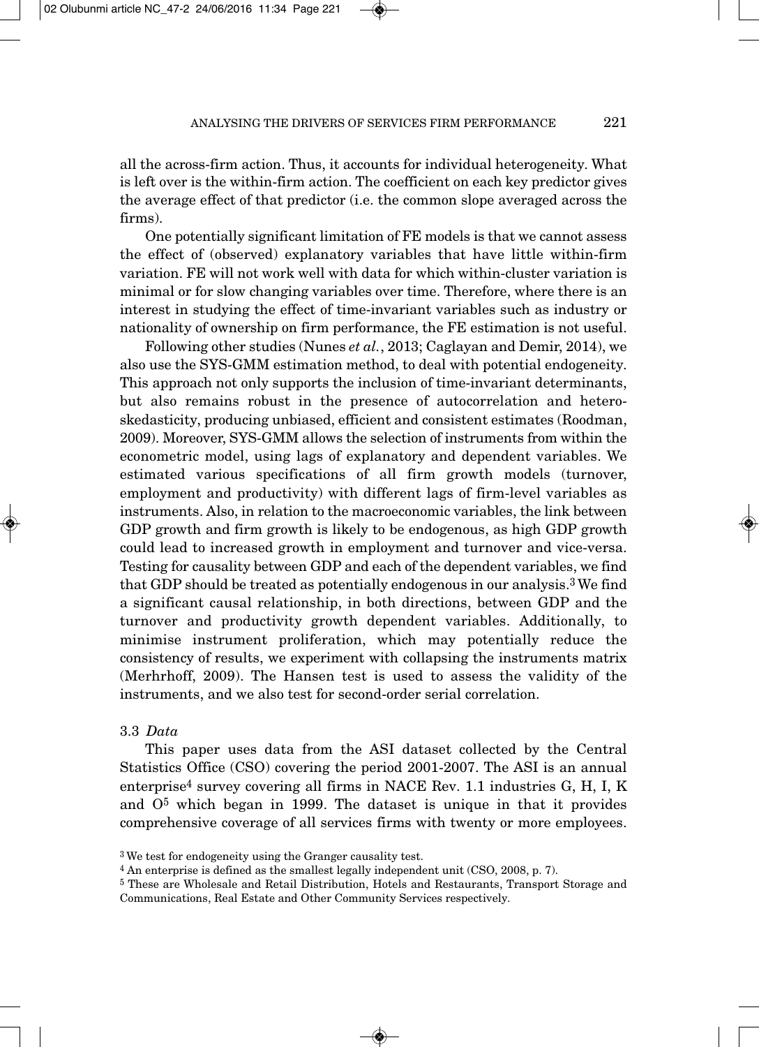all the across-firm action. Thus, it accounts for individual heterogeneity. What is left over is the within-firm action. The coefficient on each key predictor gives the average effect of that predictor (i.e. the common slope averaged across the firms).

One potentially significant limitation of FE models is that we cannot assess the effect of (observed) explanatory variables that have little within-firm variation. FE will not work well with data for which within-cluster variation is minimal or for slow changing variables over time. Therefore, where there is an interest in studying the effect of time-invariant variables such as industry or nationality of ownership on firm performance, the FE estimation is not useful.

Following other studies (Nunes *et al.*, 2013; Caglayan and Demir, 2014), we also use the SYS-GMM estimation method, to deal with potential endogeneity. This approach not only supports the inclusion of time-invariant determinants, but also remains robust in the presence of autocorrelation and heteroskedasticity, producing unbiased, efficient and consistent estimates (Roodman, 2009). Moreover, SYS-GMM allows the selection of instruments from within the econometric model, using lags of explanatory and dependent variables. We estimated various specifications of all firm growth models (turnover, employment and productivity) with different lags of firm-level variables as instruments. Also, in relation to the macroeconomic variables, the link between GDP growth and firm growth is likely to be endogenous, as high GDP growth could lead to increased growth in employment and turnover and vice-versa. Testing for causality between GDP and each of the dependent variables, we find that GDP should be treated as potentially endogenous in our analysis.[3] We find a significant causal relationship, in both directions, between GDP and the turnover and productivity growth dependent variables. Additionally, to minimise instrument proliferation, which may potentially reduce the consistency of results, we experiment with collapsing the instruments matrix (Merhrhoff, 2009). The Hansen test is used to assess the validity of the instruments, and we also test for second-order serial correlation.

### 3.3 *Data*

This paper uses data from the ASI dataset collected by the Central Statistics Office (CSO) covering the period 2001-2007. The ASI is an annual enterprise[4] survey covering all firms in NACE Rev. 1.1 industries G, H, I, K and O[5] which began in 1999. The dataset is unique in that it provides comprehensive coverage of all services firms with twenty or more employees.

[3] We test for endogeneity using the Granger causality test.

[4] An enterprise is defined as the smallest legally independent unit (CSO, 2008, p. 7).

[5] These are Wholesale and Retail Distribution, Hotels and Restaurants, Transport Storage and Communications, Real Estate and Other Community Services respectively.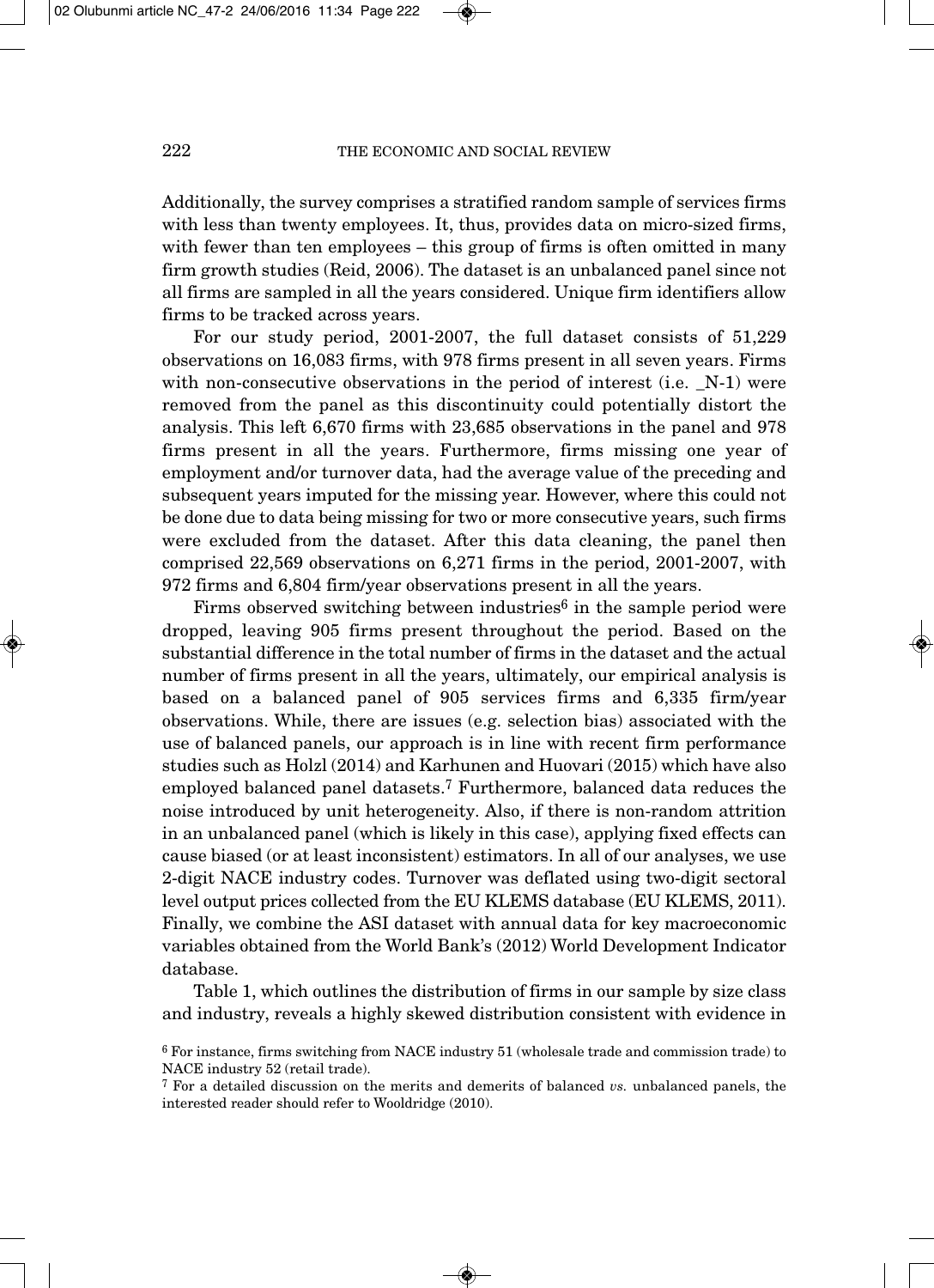Additionally, the survey comprises a stratified random sample of services firms with less than twenty employees. It, thus, provides data on micro-sized firms, with fewer than ten employees – this group of firms is often omitted in many firm growth studies (Reid, 2006). The dataset is an unbalanced panel since not all firms are sampled in all the years considered. Unique firm identifiers allow firms to be tracked across years.

For our study period, 2001-2007, the full dataset consists of 51,229 observations on 16,083 firms, with 978 firms present in all seven years. Firms with non-consecutive observations in the period of interest (i.e. _N-1) were removed from the panel as this discontinuity could potentially distort the analysis. This left 6,670 firms with 23,685 observations in the panel and 978 firms present in all the years. Furthermore, firms missing one year of employment and/or turnover data, had the average value of the preceding and subsequent years imputed for the missing year. However, where this could not be done due to data being missing for two or more consecutive years, such firms were excluded from the dataset. After this data cleaning, the panel then comprised 22,569 observations on 6,271 firms in the period, 2001-2007, with 972 firms and 6,804 firm/year observations present in all the years.

Firms observed switching between industries[6] in the sample period were dropped, leaving 905 firms present throughout the period. Based on the substantial difference in the total number of firms in the dataset and the actual number of firms present in all the years, ultimately, our empirical analysis is based on a balanced panel of 905 services firms and 6,335 firm/year observations. While, there are issues (e.g. selection bias) associated with the use of balanced panels, our approach is in line with recent firm performance studies such as Holzl (2014) and Karhunen and Huovari (2015) which have also employed balanced panel datasets.[7] Furthermore, balanced data reduces the noise introduced by unit heterogeneity. Also, if there is non-random attrition in an unbalanced panel (which is likely in this case), applying fixed effects can cause biased (or at least inconsistent) estimators. In all of our analyses, we use 2-digit NACE industry codes. Turnover was deflated using two-digit sectoral level output prices collected from the EU KLEMS database (EU KLEMS, 2011). Finally, we combine the ASI dataset with annual data for key macroeconomic variables obtained from the World Bank's (2012) World Development Indicator database.

Table 1, which outlines the distribution of firms in our sample by size class and industry, reveals a highly skewed distribution consistent with evidence in

[6] For instance, firms switching from NACE industry 51 (wholesale trade and commission trade) to NACE industry 52 (retail trade).

[7] For a detailed discussion on the merits and demerits of balanced *vs.* unbalanced panels, the interested reader should refer to Wooldridge (2010).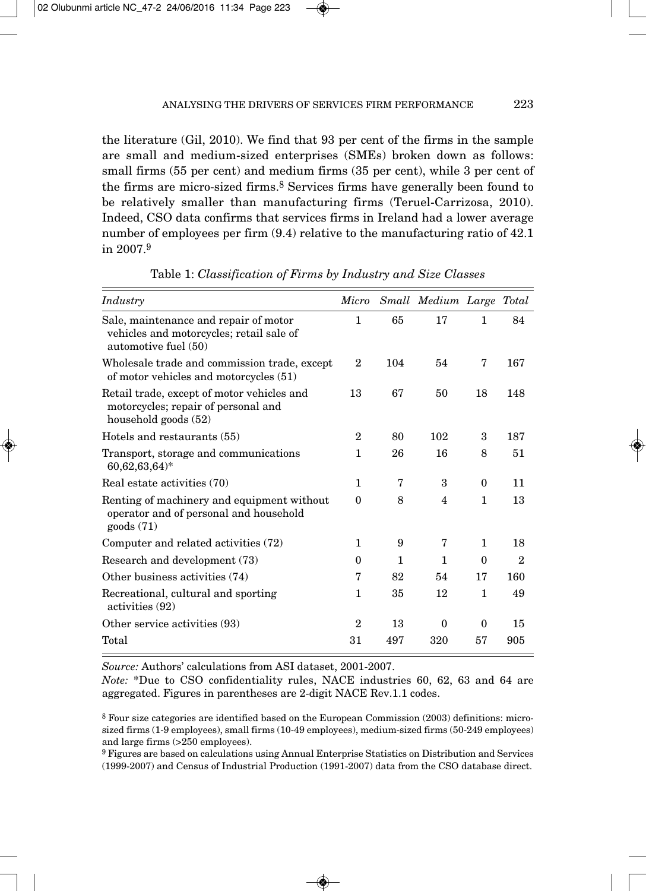the literature (Gil, 2010). We find that 93 per cent of the firms in the sample are small and medium-sized enterprises (SMEs) broken down as follows: small firms (55 per cent) and medium firms (35 per cent), while 3 per cent of the firms are micro-sized firms.[8] Services firms have generally been found to be relatively smaller than manufacturing firms (Teruel-Carrizosa, 2010). Indeed, CSO data confirms that services firms in Ireland had a lower average number of employees per firm (9.4) relative to the manufacturing ratio of 42.1 in 2007.[9]

Table 1: *Classification of Firms by Industry and Size Classes*

| *Industry* | *Micro* | *Small* | *Medium* | *Large* | *Total* |
|---|---|---|---|---|---|
| Sale, maintenance and repair of motor vehicles and motorcycles; retail sale of automotive fuel (50) | 1 | 65 | 17 | 1 | 84 |
| Wholesale trade and commission trade, except of motor vehicles and motorcycles (51) | 2 | 104 | 54 | 7 | 167 |
| Retail trade, except of motor vehicles and motorcycles; repair of personal and household goods (52) | 13 | 67 | 50 | 18 | 148 |
| Hotels and restaurants (55) | 2 | 80 | 102 | 3 | 187 |
| Transport, storage and communications 60,62,63,64)* | 1 | 26 | 16 | 8 | 51 |
| Real estate activities (70) | 1 | 7 | 3 | 0 | 11 |
| Renting of machinery and equipment without operator and of personal and household goods (71) | 0 | 8 | 4 | 1 | 13 |
| Computer and related activities (72) | 1 | 9 | 7 | 1 | 18 |
| Research and development (73) | 0 | 1 | 1 | 0 | 2 |
| Other business activities (74) | 7 | 82 | 54 | 17 | 160 |
| Recreational, cultural and sporting activities (92) | 1 | 35 | 12 | 1 | 49 |
| Other service activities (93) | 2 | 13 | 0 | 0 | 15 |
| Total | 31 | 497 | 320 | 57 | 905 |

*Source:* Authors' calculations from ASI dataset, 2001-2007.

*Note:* *Due to CSO confidentiality rules, NACE industries 60, 62, 63 and 64 are aggregated. Figures in parentheses are 2-digit NACE Rev.1.1 codes.

[8] Four size categories are identified based on the European Commission (2003) definitions: micro-sized firms (1-9 employees), small firms (10-49 employees), medium-sized firms (50-249 employees) and large firms (>250 employees).

[9] Figures are based on calculations using Annual Enterprise Statistics on Distribution and Services (1999-2007) and Census of Industrial Production (1991-2007) data from the CSO database direct.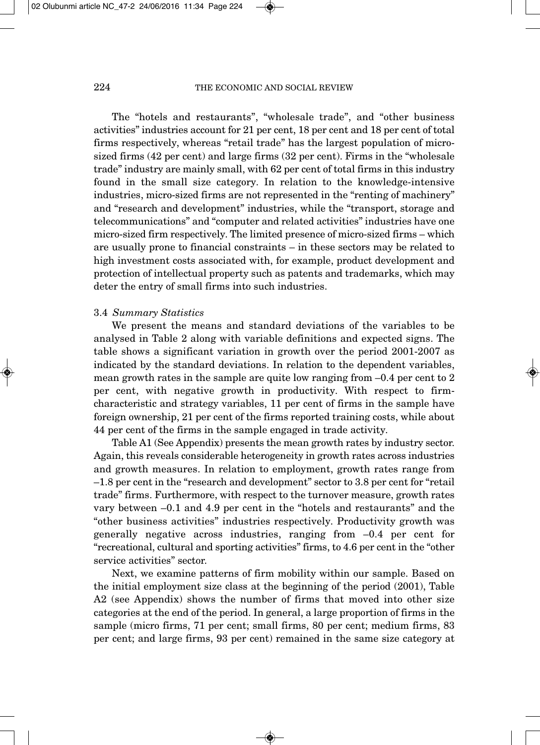The "hotels and restaurants", "wholesale trade", and "other business activities" industries account for 21 per cent, 18 per cent and 18 per cent of total firms respectively, whereas "retail trade" has the largest population of micro-sized firms (42 per cent) and large firms (32 per cent). Firms in the "wholesale trade" industry are mainly small, with 62 per cent of total firms in this industry found in the small size category. In relation to the knowledge-intensive industries, micro-sized firms are not represented in the "renting of machinery" and "research and development" industries, while the "transport, storage and telecommunications" and "computer and related activities" industries have one micro-sized firm respectively. The limited presence of micro-sized firms – which are usually prone to financial constraints – in these sectors may be related to high investment costs associated with, for example, product development and protection of intellectual property such as patents and trademarks, which may deter the entry of small firms into such industries.

### 3.4 *Summary Statistics*

We present the means and standard deviations of the variables to be analysed in Table 2 along with variable definitions and expected signs. The table shows a significant variation in growth over the period 2001-2007 as indicated by the standard deviations. In relation to the dependent variables, mean growth rates in the sample are quite low ranging from –0.4 per cent to 2 per cent, with negative growth in productivity. With respect to firm-characteristic and strategy variables, 11 per cent of firms in the sample have foreign ownership, 21 per cent of the firms reported training costs, while about 44 per cent of the firms in the sample engaged in trade activity.

Table A1 (See Appendix) presents the mean growth rates by industry sector. Again, this reveals considerable heterogeneity in growth rates across industries and growth measures. In relation to employment, growth rates range from –1.8 per cent in the "research and development" sector to 3.8 per cent for "retail trade" firms. Furthermore, with respect to the turnover measure, growth rates vary between –0.1 and 4.9 per cent in the "hotels and restaurants" and the "other business activities" industries respectively. Productivity growth was generally negative across industries, ranging from –0.4 per cent for "recreational, cultural and sporting activities" firms, to 4.6 per cent in the "other service activities" sector.

Next, we examine patterns of firm mobility within our sample. Based on the initial employment size class at the beginning of the period (2001), Table A2 (see Appendix) shows the number of firms that moved into other size categories at the end of the period. In general, a large proportion of firms in the sample (micro firms, 71 per cent; small firms, 80 per cent; medium firms, 83 per cent; and large firms, 93 per cent) remained in the same size category at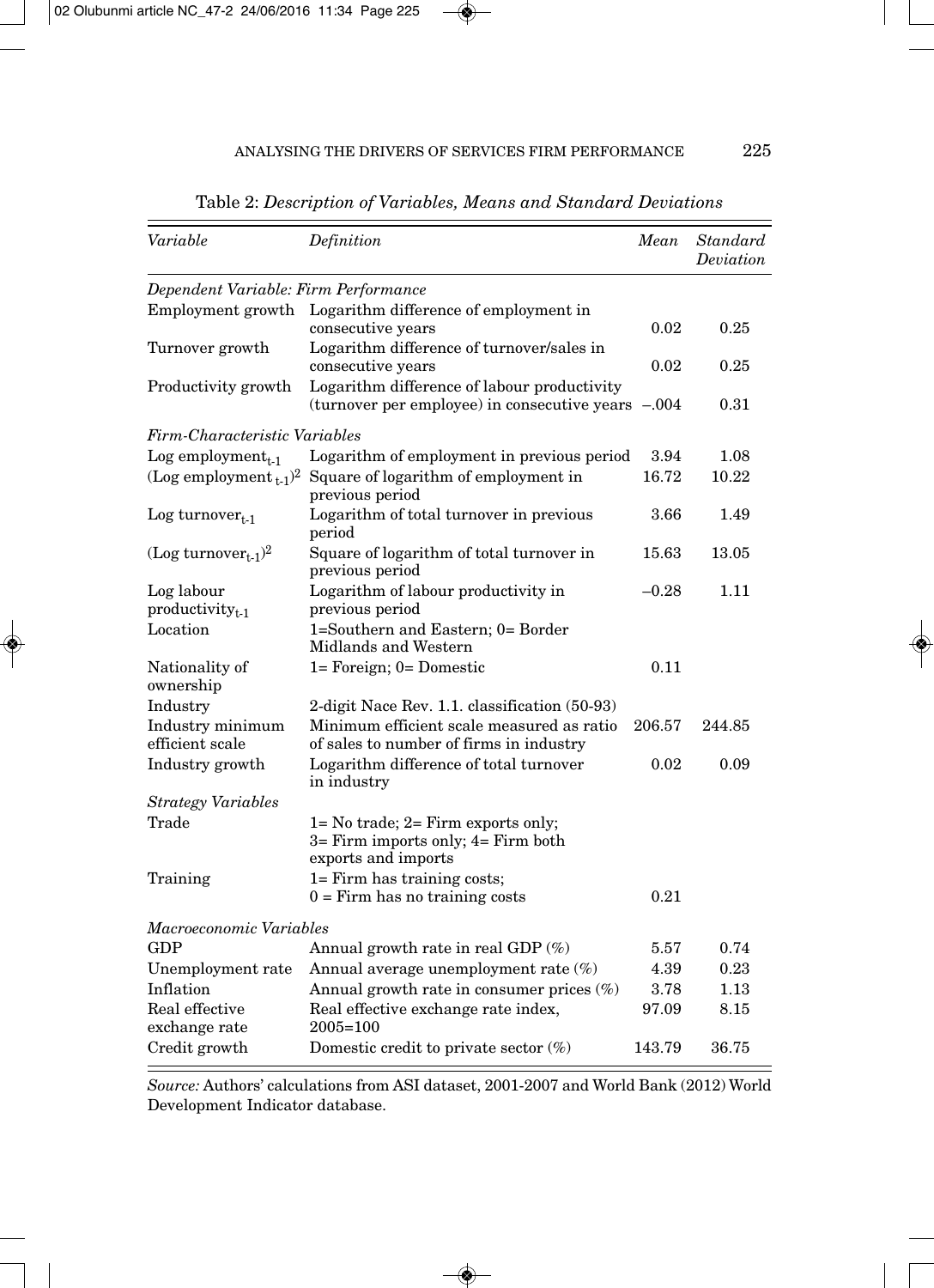Table 2: *Description of Variables, Means and Standard Deviations*

| *Variable* | *Definition* | *Mean* | *Standard Deviation* |
|---|---|---|---|
| *Dependent Variable: Firm Performance* | | | |
| Employment growth | Logarithm difference of employment in consecutive years | 0.02 | 0.25 |
| Turnover growth | Logarithm difference of turnover/sales in consecutive years | 0.02 | 0.25 |
| Productivity growth | Logarithm difference of labour productivity (turnover per employee) in consecutive years | –.004 | 0.31 |
| *Firm-Characteristic Variables* | | | |
| Log employment$_{t-1}$ | Logarithm of employment in previous period | 3.94 | 1.08 |
| (Log employment$_{t-1}$)$^2$ | Square of logarithm of employment in previous period | 16.72 | 10.22 |
| Log turnover$_{t-1}$ | Logarithm of total turnover in previous period | 3.66 | 1.49 |
| (Log turnover$_{t-1}$)$^2$ | Square of logarithm of total turnover in previous period | 15.63 | 13.05 |
| Log labour productivity$_{t-1}$ | Logarithm of labour productivity in previous period | –0.28 | 1.11 |
| Location | 1=Southern and Eastern; 0= Border Midlands and Western | | |
| Nationality of ownership | 1= Foreign; 0= Domestic | 0.11 | |
| Industry | 2-digit Nace Rev. 1.1. classification (50-93) | | |
| Industry minimum efficient scale | Minimum efficient scale measured as ratio of sales to number of firms in industry | 206.57 | 244.85 |
| Industry growth | Logarithm difference of total turnover in industry | 0.02 | 0.09 |
| *Strategy Variables* | | | |
| Trade | 1= No trade; 2= Firm exports only; 3= Firm imports only; 4= Firm both exports and imports | | |
| Training | 1= Firm has training costs; 0 = Firm has no training costs | 0.21 | |
| *Macroeconomic Variables* | | | |
| GDP | Annual growth rate in real GDP (%) | 5.57 | 0.74 |
| Unemployment rate | Annual average unemployment rate (%) | 4.39 | 0.23 |
| Inflation | Annual growth rate in consumer prices (%) | 3.78 | 1.13 |
| Real effective exchange rate | Real effective exchange rate index, 2005=100 | 97.09 | 8.15 |
| Credit growth | Domestic credit to private sector (%) | 143.79 | 36.75 |

*Source:* Authors' calculations from ASI dataset, 2001-2007 and World Bank (2012) World Development Indicator database.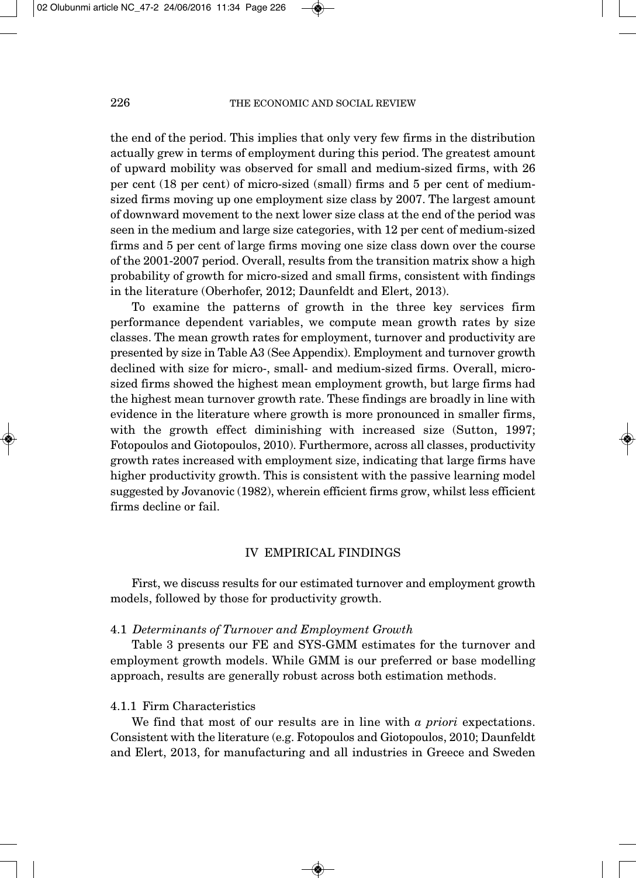the end of the period. This implies that only very few firms in the distribution actually grew in terms of employment during this period. The greatest amount of upward mobility was observed for small and medium-sized firms, with 26 per cent (18 per cent) of micro-sized (small) firms and 5 per cent of medium-sized firms moving up one employment size class by 2007. The largest amount of downward movement to the next lower size class at the end of the period was seen in the medium and large size categories, with 12 per cent of medium-sized firms and 5 per cent of large firms moving one size class down over the course of the 2001-2007 period. Overall, results from the transition matrix show a high probability of growth for micro-sized and small firms, consistent with findings in the literature (Oberhofer, 2012; Daunfeldt and Elert, 2013).

To examine the patterns of growth in the three key services firm performance dependent variables, we compute mean growth rates by size classes. The mean growth rates for employment, turnover and productivity are presented by size in Table A3 (See Appendix). Employment and turnover growth declined with size for micro-, small- and medium-sized firms. Overall, micro-sized firms showed the highest mean employment growth, but large firms had the highest mean turnover growth rate. These findings are broadly in line with evidence in the literature where growth is more pronounced in smaller firms, with the growth effect diminishing with increased size (Sutton, 1997; Fotopoulos and Giotopoulos, 2010). Furthermore, across all classes, productivity growth rates increased with employment size, indicating that large firms have higher productivity growth. This is consistent with the passive learning model suggested by Jovanovic (1982), wherein efficient firms grow, whilst less efficient firms decline or fail.

## IV EMPIRICAL FINDINGS

First, we discuss results for our estimated turnover and employment growth models, followed by those for productivity growth.

### 4.1 *Determinants of Turnover and Employment Growth*

Table 3 presents our FE and SYS-GMM estimates for the turnover and employment growth models. While GMM is our preferred or base modelling approach, results are generally robust across both estimation methods.

#### 4.1.1 Firm Characteristics

We find that most of our results are in line with *a priori* expectations. Consistent with the literature (e.g. Fotopoulos and Giotopoulos, 2010; Daunfeldt and Elert, 2013, for manufacturing and all industries in Greece and Sweden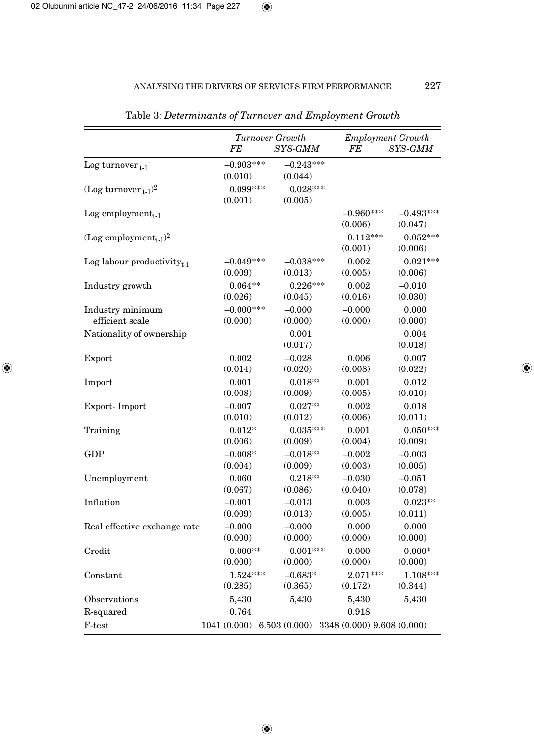Table 3: *Determinants of Turnover and Employment Growth*

| | *Turnover Growth* | | *Employment Growth* | |
|---|---|---|---|---|
| | *FE* | *SYS-GMM* | *FE* | *SYS-GMM* |
| Log turnover $_{t-1}$ | –0.903*** | –0.243*** | | |
| | (0.010) | (0.044) | | |
| (Log turnover $_{t-1}$)$^2$ | 0.099*** | 0.028*** | | |
| | (0.001) | (0.005) | | |
| Log employment$_{t-1}$ | | | –0.960*** | –0.493*** |
| | | | (0.006) | (0.047) |
| (Log employment$_{t-1}$)$^2$ | | | 0.112*** | 0.052*** |
| | | | (0.001) | (0.006) |
| Log labour productivity$_{t-1}$ | –0.049*** | –0.038*** | 0.002 | 0.021*** |
| | (0.009) | (0.013) | (0.005) | (0.006) |
| Industry growth | 0.064** | 0.226*** | 0.002 | –0.010 |
| | (0.026) | (0.045) | (0.016) | (0.030) |
| Industry minimum efficient scale | –0.000*** | –0.000 | –0.000 | 0.000 |
| | (0.000) | (0.000) | (0.000) | (0.000) |
| Nationality of ownership | | 0.001 | | 0.004 |
| | | (0.017) | | (0.018) |
| Export | 0.002 | –0.028 | 0.006 | 0.007 |
| | (0.014) | (0.020) | (0.008) | (0.022) |
| Import | 0.001 | 0.018** | 0.001 | 0.012 |
| | (0.008) | (0.009) | (0.005) | (0.010) |
| Export- Import | –0.007 | 0.027** | 0.002 | 0.018 |
| | (0.010) | (0.012) | (0.006) | (0.011) |
| Training | 0.012* | 0.035*** | 0.001 | 0.050*** |
| | (0.006) | (0.009) | (0.004) | (0.009) |
| GDP | –0.008* | –0.018** | –0.002 | –0.003 |
| | (0.004) | (0.009) | (0.003) | (0.005) |
| Unemployment | 0.060 | 0.218** | –0.030 | –0.051 |
| | (0.067) | (0.086) | (0.040) | (0.078) |
| Inflation | –0.001 | –0.013 | 0.003 | 0.023** |
| | (0.009) | (0.013) | (0.005) | (0.011) |
| Real effective exchange rate | –0.000 | –0.000 | 0.000 | 0.000 |
| | (0.000) | (0.000) | (0.000) | (0.000) |
| Credit | 0.000** | 0.001*** | –0.000 | 0.000* |
| | (0.000) | (0.000) | (0.000) | (0.000) |
| Constant | 1.524*** | –0.683* | 2.071*** | 1.108*** |
| | (0.285) | (0.365) | (0.172) | (0.344) |
| Observations | 5,430 | 5,430 | 5,430 | 5,430 |
| R-squared | 0.764 | | 0.918 | |
| F-test | 1041 (0.000) | 6.503 (0.000) | 3348 (0.000) | 9.608 (0.000) |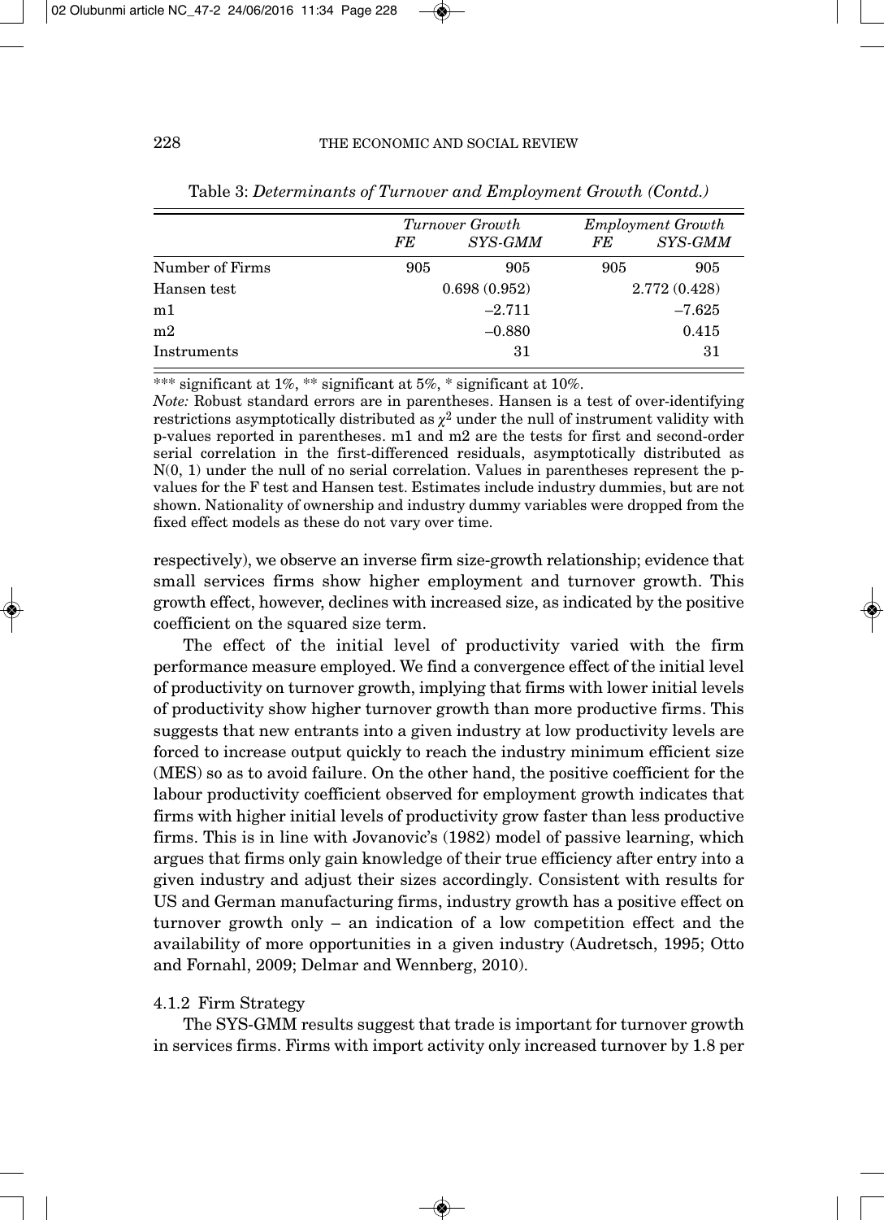Table 3: *Determinants of Turnover and Employment Growth (Contd.)*

| | *Turnover Growth* | | *Employment Growth* | |
|---|---|---|---|---|
| | *FE* | *SYS-GMM* | *FE* | *SYS-GMM* |
| Number of Firms | 905 | 905 | 905 | 905 |
| Hansen test | | 0.698 (0.952) | | 2.772 (0.428) |
| m1 | | –2.711 | | –7.625 |
| m2 | | –0.880 | | 0.415 |
| Instruments | | 31 | | 31 |

*** significant at 1%, ** significant at 5%, * significant at 10%.

*Note:* Robust standard errors are in parentheses. Hansen is a test of over-identifying restrictions asymptotically distributed as $\chi^2$ under the null of instrument validity with p-values reported in parentheses. m1 and m2 are the tests for first and second-order serial correlation in the first-differenced residuals, asymptotically distributed as N(0, 1) under the null of no serial correlation. Values in parentheses represent the p-values for the F test and Hansen test. Estimates include industry dummies, but are not shown. Nationality of ownership and industry dummy variables were dropped from the fixed effect models as these do not vary over time.

respectively), we observe an inverse firm size-growth relationship; evidence that small services firms show higher employment and turnover growth. This growth effect, however, declines with increased size, as indicated by the positive coefficient on the squared size term.

The effect of the initial level of productivity varied with the firm performance measure employed. We find a convergence effect of the initial level of productivity on turnover growth, implying that firms with lower initial levels of productivity show higher turnover growth than more productive firms. This suggests that new entrants into a given industry at low productivity levels are forced to increase output quickly to reach the industry minimum efficient size (MES) so as to avoid failure. On the other hand, the positive coefficient for the labour productivity coefficient observed for employment growth indicates that firms with higher initial levels of productivity grow faster than less productive firms. This is in line with Jovanovic's (1982) model of passive learning, which argues that firms only gain knowledge of their true efficiency after entry into a given industry and adjust their sizes accordingly. Consistent with results for US and German manufacturing firms, industry growth has a positive effect on turnover growth only – an indication of a low competition effect and the availability of more opportunities in a given industry (Audretsch, 1995; Otto and Fornahl, 2009; Delmar and Wennberg, 2010).

#### 4.1.2 Firm Strategy

The SYS-GMM results suggest that trade is important for turnover growth in services firms. Firms with import activity only increased turnover by 1.8 per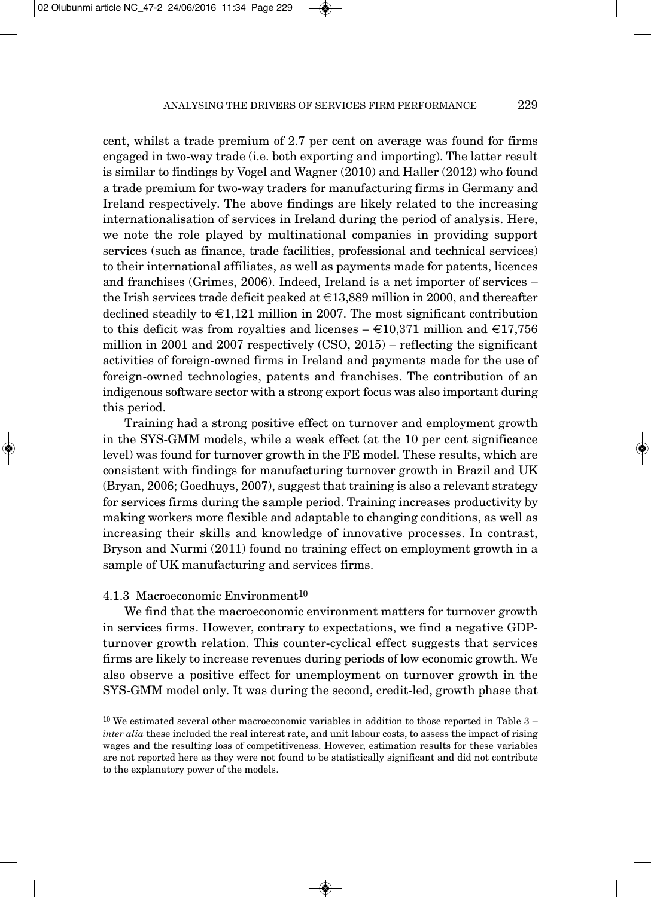cent, whilst a trade premium of 2.7 per cent on average was found for firms engaged in two-way trade (i.e. both exporting and importing). The latter result is similar to findings by Vogel and Wagner (2010) and Haller (2012) who found a trade premium for two-way traders for manufacturing firms in Germany and Ireland respectively. The above findings are likely related to the increasing internationalisation of services in Ireland during the period of analysis. Here, we note the role played by multinational companies in providing support services (such as finance, trade facilities, professional and technical services) to their international affiliates, as well as payments made for patents, licences and franchises (Grimes, 2006). Indeed, Ireland is a net importer of services – the Irish services trade deficit peaked at €13,889 million in 2000, and thereafter declined steadily to €1,121 million in 2007. The most significant contribution to this deficit was from royalties and licenses – €10,371 million and €17,756 million in 2001 and 2007 respectively (CSO, 2015) – reflecting the significant activities of foreign-owned firms in Ireland and payments made for the use of foreign-owned technologies, patents and franchises. The contribution of an indigenous software sector with a strong export focus was also important during this period.

Training had a strong positive effect on turnover and employment growth in the SYS-GMM models, while a weak effect (at the 10 per cent significance level) was found for turnover growth in the FE model. These results, which are consistent with findings for manufacturing turnover growth in Brazil and UK (Bryan, 2006; Goedhuys, 2007), suggest that training is also a relevant strategy for services firms during the sample period. Training increases productivity by making workers more flexible and adaptable to changing conditions, as well as increasing their skills and knowledge of innovative processes. In contrast, Bryson and Nurmi (2011) found no training effect on employment growth in a sample of UK manufacturing and services firms.

#### 4.1.3 Macroeconomic Environment[10]

We find that the macroeconomic environment matters for turnover growth in services firms. However, contrary to expectations, we find a negative GDP-turnover growth relation. This counter-cyclical effect suggests that services firms are likely to increase revenues during periods of low economic growth. We also observe a positive effect for unemployment on turnover growth in the SYS-GMM model only. It was during the second, credit-led, growth phase that

[10] We estimated several other macroeconomic variables in addition to those reported in Table 3 – *inter alia* these included the real interest rate, and unit labour costs, to assess the impact of rising wages and the resulting loss of competitiveness. However, estimation results for these variables are not reported here as they were not found to be statistically significant and did not contribute to the explanatory power of the models.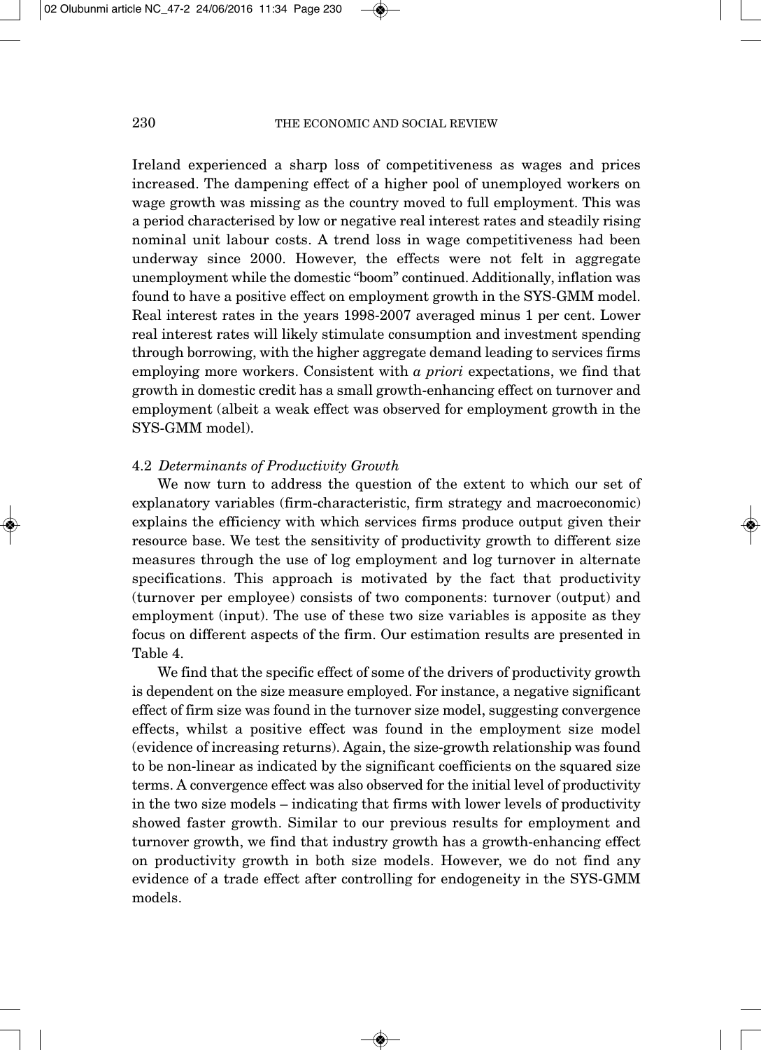Ireland experienced a sharp loss of competitiveness as wages and prices increased. The dampening effect of a higher pool of unemployed workers on wage growth was missing as the country moved to full employment. This was a period characterised by low or negative real interest rates and steadily rising nominal unit labour costs. A trend loss in wage competitiveness had been underway since 2000. However, the effects were not felt in aggregate unemployment while the domestic "boom" continued. Additionally, inflation was found to have a positive effect on employment growth in the SYS-GMM model. Real interest rates in the years 1998-2007 averaged minus 1 per cent. Lower real interest rates will likely stimulate consumption and investment spending through borrowing, with the higher aggregate demand leading to services firms employing more workers. Consistent with *a priori* expectations, we find that growth in domestic credit has a small growth-enhancing effect on turnover and employment (albeit a weak effect was observed for employment growth in the SYS-GMM model).

### 4.2 *Determinants of Productivity Growth*

We now turn to address the question of the extent to which our set of explanatory variables (firm-characteristic, firm strategy and macroeconomic) explains the efficiency with which services firms produce output given their resource base. We test the sensitivity of productivity growth to different size measures through the use of log employment and log turnover in alternate specifications. This approach is motivated by the fact that productivity (turnover per employee) consists of two components: turnover (output) and employment (input). The use of these two size variables is apposite as they focus on different aspects of the firm. Our estimation results are presented in Table 4.

We find that the specific effect of some of the drivers of productivity growth is dependent on the size measure employed. For instance, a negative significant effect of firm size was found in the turnover size model, suggesting convergence effects, whilst a positive effect was found in the employment size model (evidence of increasing returns). Again, the size-growth relationship was found to be non-linear as indicated by the significant coefficients on the squared size terms. A convergence effect was also observed for the initial level of productivity in the two size models – indicating that firms with lower levels of productivity showed faster growth. Similar to our previous results for employment and turnover growth, we find that industry growth has a growth-enhancing effect on productivity growth in both size models. However, we do not find any evidence of a trade effect after controlling for endogeneity in the SYS-GMM models.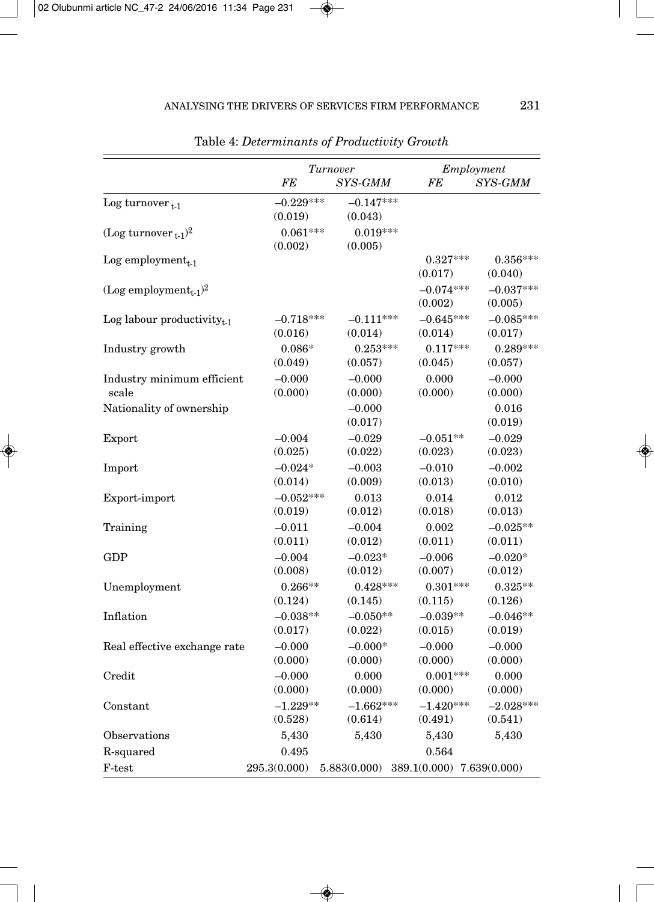Table 4: *Determinants of Productivity Growth*

| | *Turnover* | | *Employment* | |
|---|---|---|---|---|
| | *FE* | *SYS-GMM* | *FE* | *SYS-GMM* |
| Log turnover $_{t-1}$ | −0.229*** | −0.147*** | | |
| | (0.019) | (0.043) | | |
| (Log turnover $_{t-1}$)$^2$ | 0.061*** | 0.019*** | | |
| | (0.002) | (0.005) | | |
| Log employment$_{t-1}$ | | | 0.327*** | 0.356*** |
| | | | (0.017) | (0.040) |
| (Log employment$_{t-1}$)$^2$ | | | −0.074*** | −0.037*** |
| | | | (0.002) | (0.005) |
| Log labour productivity$_{t-1}$ | −0.718*** | −0.111*** | −0.645*** | −0.085*** |
| | (0.016) | (0.014) | (0.014) | (0.017) |
| Industry growth | 0.086* | 0.253*** | 0.117*** | 0.289*** |
| | (0.049) | (0.057) | (0.045) | (0.057) |
| Industry minimum efficient scale | −0.000 | −0.000 | 0.000 | −0.000 |
| | (0.000) | (0.000) | (0.000) | (0.000) |
| Nationality of ownership | | −0.000 | | 0.016 |
| | | (0.017) | | (0.019) |
| Export | −0.004 | −0.029 | −0.051** | −0.029 |
| | (0.025) | (0.022) | (0.023) | (0.023) |
| Import | −0.024* | −0.003 | −0.010 | −0.002 |
| | (0.014) | (0.009) | (0.013) | (0.010) |
| Export-import | −0.052*** | 0.013 | 0.014 | 0.012 |
| | (0.019) | (0.012) | (0.018) | (0.013) |
| Training | −0.011 | −0.004 | 0.002 | −0.025** |
| | (0.011) | (0.012) | (0.011) | (0.011) |
| GDP | −0.004 | −0.023* | −0.006 | −0.020* |
| | (0.008) | (0.012) | (0.007) | (0.012) |
| Unemployment | 0.266** | 0.428*** | 0.301*** | 0.325** |
| | (0.124) | (0.145) | (0.115) | (0.126) |
| Inflation | −0.038** | −0.050** | −0.039** | −0.046** |
| | (0.017) | (0.022) | (0.015) | (0.019) |
| Real effective exchange rate | −0.000 | −0.000* | −0.000 | −0.000 |
| | (0.000) | (0.000) | (0.000) | (0.000) |
| Credit | −0.000 | 0.000 | 0.001*** | 0.000 |
| | (0.000) | (0.000) | (0.000) | (0.000) |
| Constant | −1.229** | −1.662*** | −1.420*** | −2.028*** |
| | (0.528) | (0.614) | (0.491) | (0.541) |
| Observations | 5,430 | 5,430 | 5,430 | 5,430 |
| R-squared | 0.495 | | 0.564 | |
| F-test | 295.3(0.000) | 5.883(0.000) | 389.1(0.000) | 7.639(0.000) |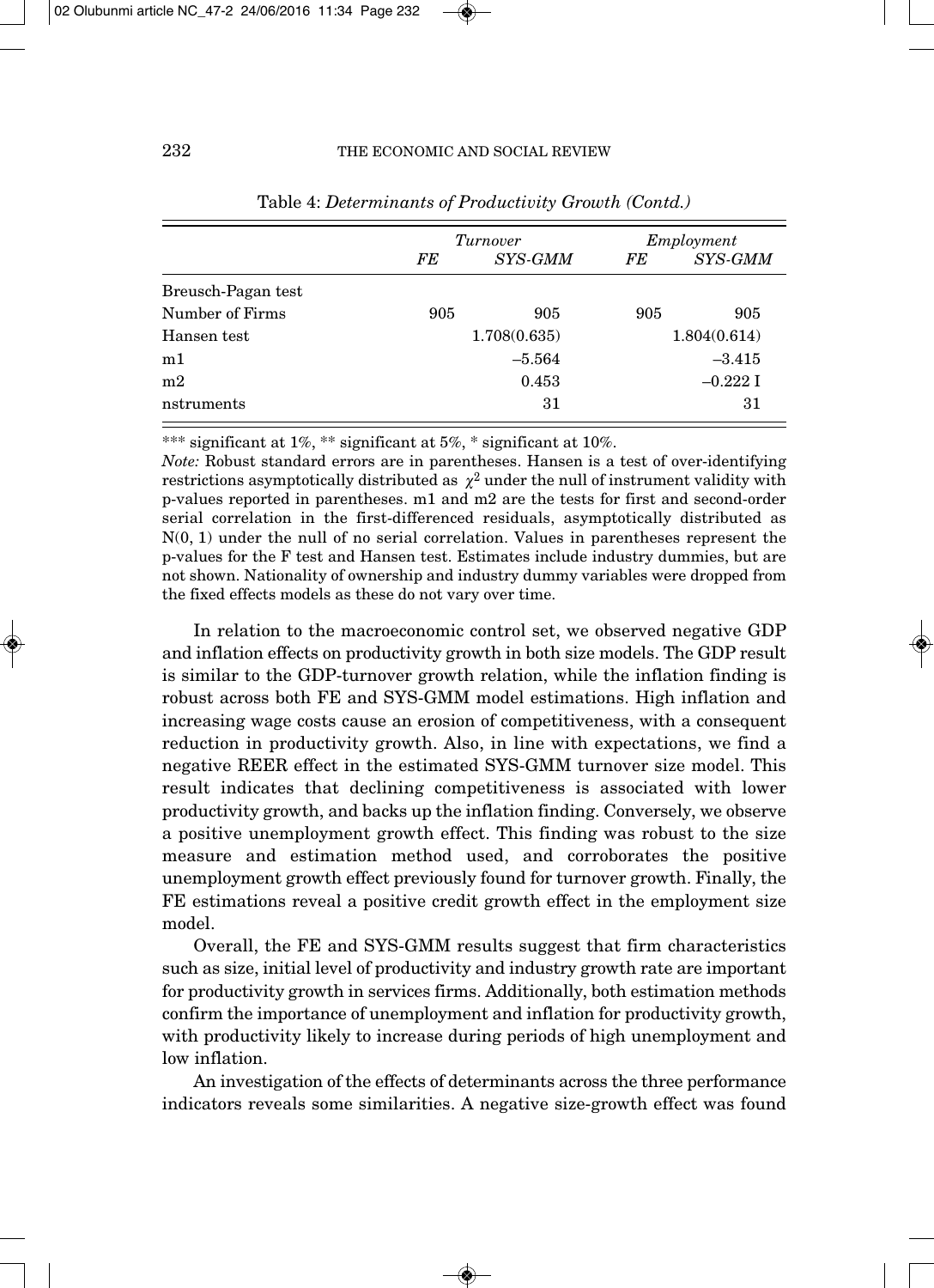Table 4: *Determinants of Productivity Growth (Contd.)*

| | *Turnover* | | *Employment* | |
|---|---|---|---|---|
| | *FE* | *SYS-GMM* | *FE* | *SYS-GMM* |
| Breusch-Pagan test | | | | |
| Number of Firms | 905 | 905 | 905 | 905 |
| Hansen test | | 1.708(0.635) | | 1.804(0.614) |
| m1 | | –5.564 | | –3.415 |
| m2 | | 0.453 | | –0.222 I |
| nstruments | | 31 | | 31 |

*** significant at 1%, ** significant at 5%, * significant at 10%.

*Note:* Robust standard errors are in parentheses. Hansen is a test of over-identifying restrictions asymptotically distributed as $\chi^2$ under the null of instrument validity with p-values reported in parentheses. m1 and m2 are the tests for first and second-order serial correlation in the first-differenced residuals, asymptotically distributed as N(0, 1) under the null of no serial correlation. Values in parentheses represent the p-values for the F test and Hansen test. Estimates include industry dummies, but are not shown. Nationality of ownership and industry dummy variables were dropped from the fixed effects models as these do not vary over time.

In relation to the macroeconomic control set, we observed negative GDP and inflation effects on productivity growth in both size models. The GDP result is similar to the GDP-turnover growth relation, while the inflation finding is robust across both FE and SYS-GMM model estimations. High inflation and increasing wage costs cause an erosion of competitiveness, with a consequent reduction in productivity growth. Also, in line with expectations, we find a negative REER effect in the estimated SYS-GMM turnover size model. This result indicates that declining competitiveness is associated with lower productivity growth, and backs up the inflation finding. Conversely, we observe a positive unemployment growth effect. This finding was robust to the size measure and estimation method used, and corroborates the positive unemployment growth effect previously found for turnover growth. Finally, the FE estimations reveal a positive credit growth effect in the employment size model.

Overall, the FE and SYS-GMM results suggest that firm characteristics such as size, initial level of productivity and industry growth rate are important for productivity growth in services firms. Additionally, both estimation methods confirm the importance of unemployment and inflation for productivity growth, with productivity likely to increase during periods of high unemployment and low inflation.

An investigation of the effects of determinants across the three performance indicators reveals some similarities. A negative size-growth effect was found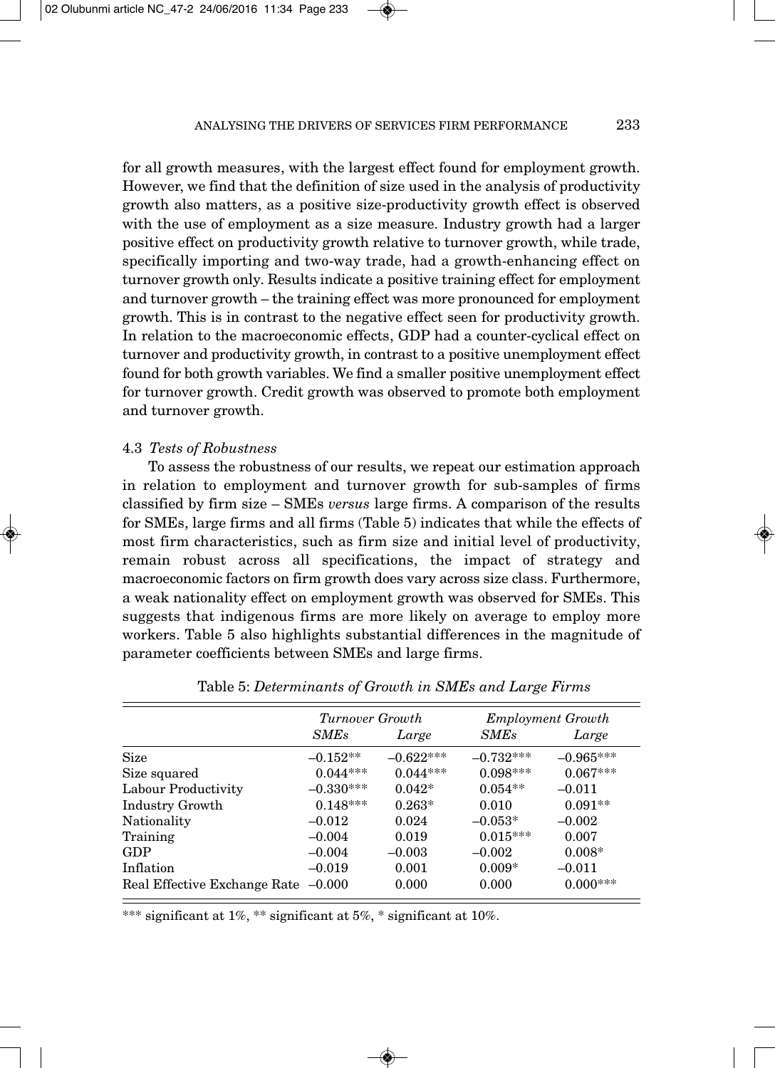for all growth measures, with the largest effect found for employment growth. However, we find that the definition of size used in the analysis of productivity growth also matters, as a positive size-productivity growth effect is observed with the use of employment as a size measure. Industry growth had a larger positive effect on productivity growth relative to turnover growth, while trade, specifically importing and two-way trade, had a growth-enhancing effect on turnover growth only. Results indicate a positive training effect for employment and turnover growth – the training effect was more pronounced for employment growth. This is in contrast to the negative effect seen for productivity growth. In relation to the macroeconomic effects, GDP had a counter-cyclical effect on turnover and productivity growth, in contrast to a positive unemployment effect found for both growth variables. We find a smaller positive unemployment effect for turnover growth. Credit growth was observed to promote both employment and turnover growth.

### 4.3 *Tests of Robustness*

To assess the robustness of our results, we repeat our estimation approach in relation to employment and turnover growth for sub-samples of firms classified by firm size – SMEs *versus* large firms. A comparison of the results for SMEs, large firms and all firms (Table 5) indicates that while the effects of most firm characteristics, such as firm size and initial level of productivity, remain robust across all specifications, the impact of strategy and macroeconomic factors on firm growth does vary across size class. Furthermore, a weak nationality effect on employment growth was observed for SMEs. This suggests that indigenous firms are more likely on average to employ more workers. Table 5 also highlights substantial differences in the magnitude of parameter coefficients between SMEs and large firms.

Table 5: *Determinants of Growth in SMEs and Large Firms*

| | *Turnover Growth* | | *Employment Growth* | |
|---|---|---|---|---|
| | *SMEs* | *Large* | *SMEs* | *Large* |
| Size | –0.152** | –0.622*** | –0.732*** | –0.965*** |
| Size squared | 0.044*** | 0.044*** | 0.098*** | 0.067*** |
| Labour Productivity | –0.330*** | 0.042* | 0.054** | –0.011 |
| Industry Growth | 0.148*** | 0.263* | 0.010 | 0.091** |
| Nationality | –0.012 | 0.024 | –0.053* | –0.002 |
| Training | –0.004 | 0.019 | 0.015*** | 0.007 |
| GDP | –0.004 | –0.003 | –0.002 | 0.008* |
| Inflation | –0.019 | 0.001 | 0.009* | –0.011 |
| Real Effective Exchange Rate | –0.000 | 0.000 | 0.000 | 0.000*** |

*** significant at 1%, ** significant at 5%, * significant at 10%.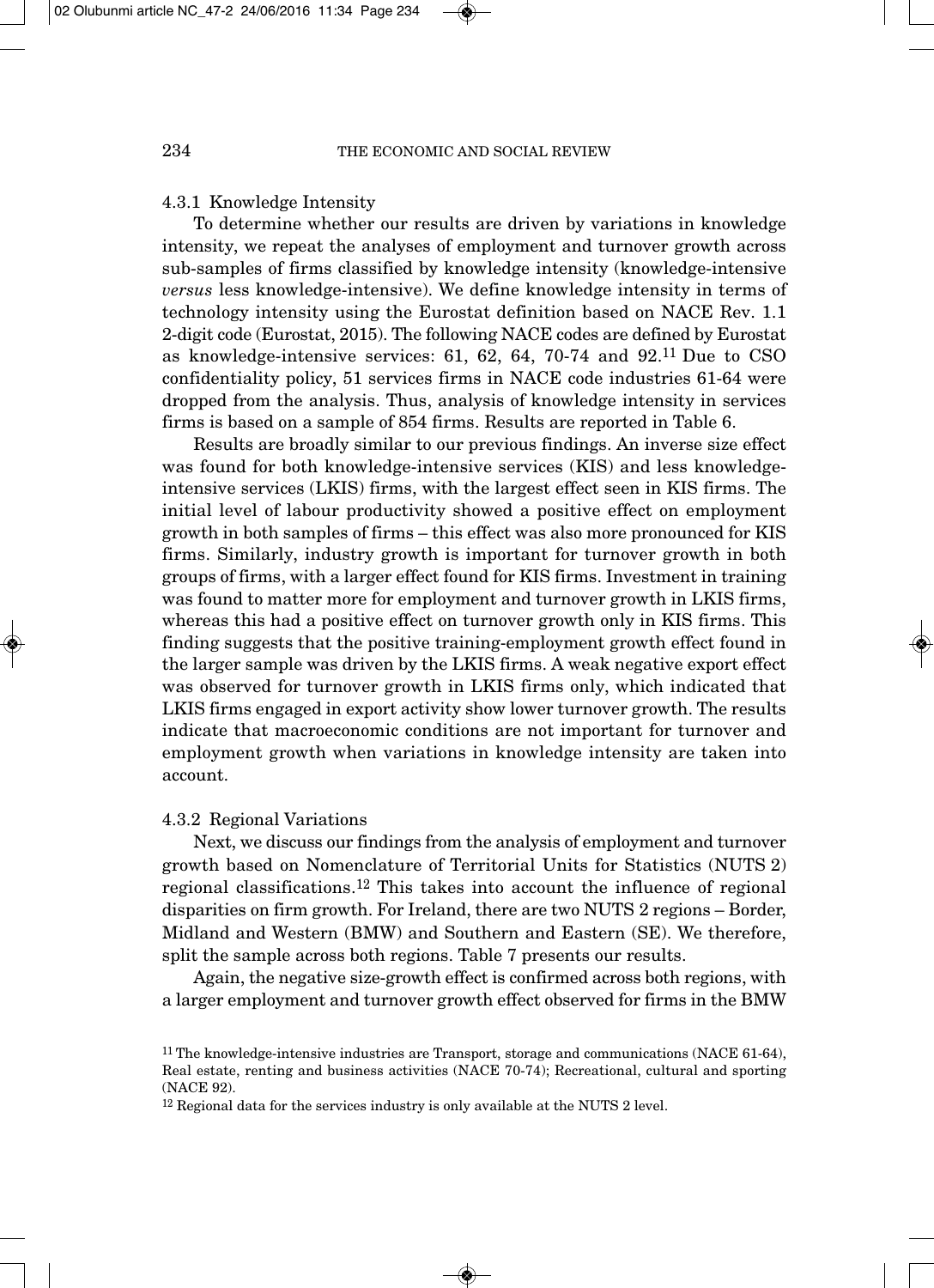#### 4.3.1 Knowledge Intensity

To determine whether our results are driven by variations in knowledge intensity, we repeat the analyses of employment and turnover growth across sub-samples of firms classified by knowledge intensity (knowledge-intensive *versus* less knowledge-intensive). We define knowledge intensity in terms of technology intensity using the Eurostat definition based on NACE Rev. 1.1 2-digit code (Eurostat, 2015). The following NACE codes are defined by Eurostat as knowledge-intensive services: 61, 62, 64, 70-74 and 92.[11] Due to CSO confidentiality policy, 51 services firms in NACE code industries 61-64 were dropped from the analysis. Thus, analysis of knowledge intensity in services firms is based on a sample of 854 firms. Results are reported in Table 6.

Results are broadly similar to our previous findings. An inverse size effect was found for both knowledge-intensive services (KIS) and less knowledge-intensive services (LKIS) firms, with the largest effect seen in KIS firms. The initial level of labour productivity showed a positive effect on employment growth in both samples of firms – this effect was also more pronounced for KIS firms. Similarly, industry growth is important for turnover growth in both groups of firms, with a larger effect found for KIS firms. Investment in training was found to matter more for employment and turnover growth in LKIS firms, whereas this had a positive effect on turnover growth only in KIS firms. This finding suggests that the positive training-employment growth effect found in the larger sample was driven by the LKIS firms. A weak negative export effect was observed for turnover growth in LKIS firms only, which indicated that LKIS firms engaged in export activity show lower turnover growth. The results indicate that macroeconomic conditions are not important for turnover and employment growth when variations in knowledge intensity are taken into account.

#### 4.3.2 Regional Variations

Next, we discuss our findings from the analysis of employment and turnover growth based on Nomenclature of Territorial Units for Statistics (NUTS 2) regional classifications.[12] This takes into account the influence of regional disparities on firm growth. For Ireland, there are two NUTS 2 regions – Border, Midland and Western (BMW) and Southern and Eastern (SE). We therefore, split the sample across both regions. Table 7 presents our results.

Again, the negative size-growth effect is confirmed across both regions, with a larger employment and turnover growth effect observed for firms in the BMW

[11] The knowledge-intensive industries are Transport, storage and communications (NACE 61-64), Real estate, renting and business activities (NACE 70-74); Recreational, cultural and sporting (NACE 92).

[12] Regional data for the services industry is only available at the NUTS 2 level.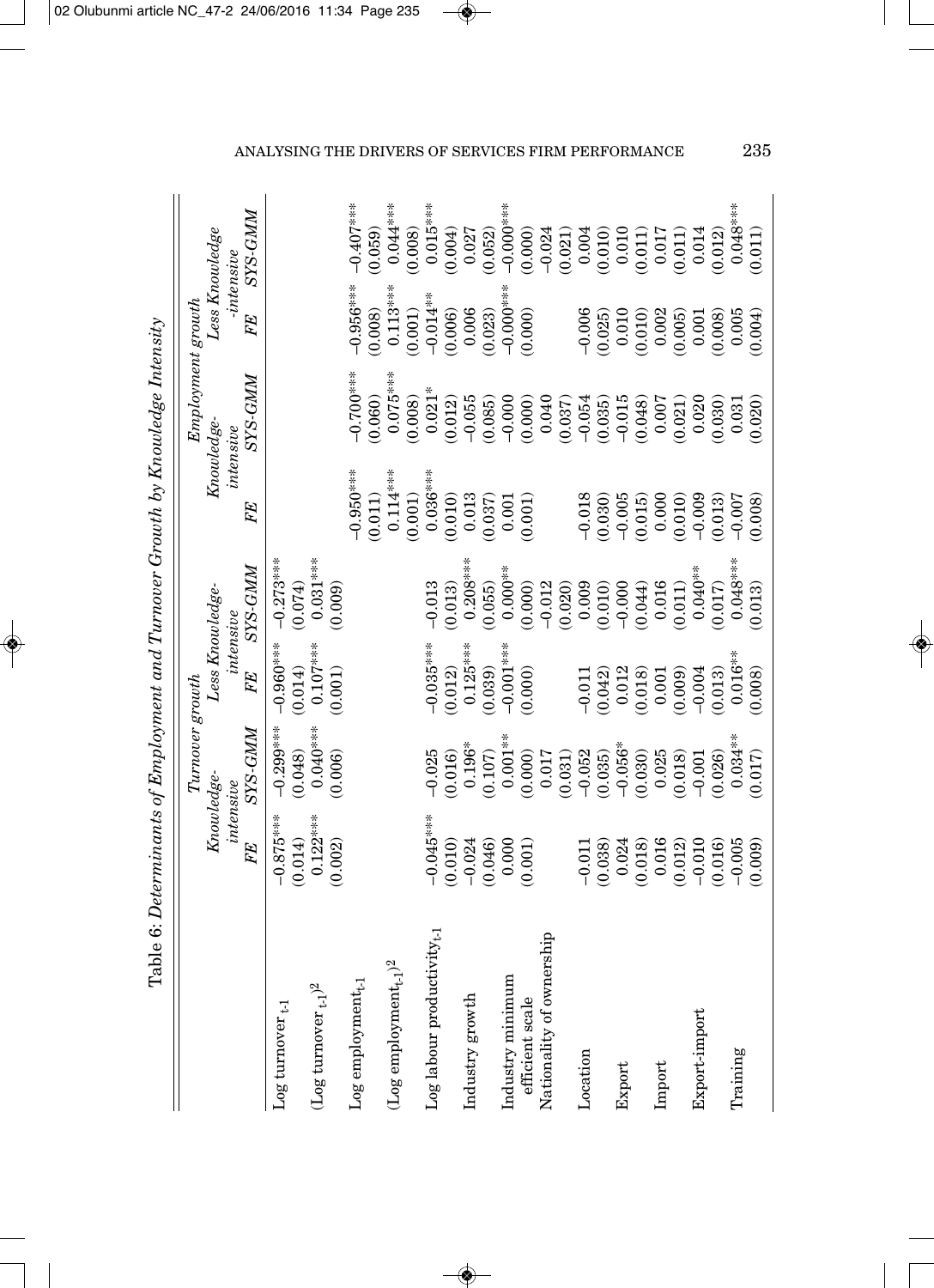Table 6: *Determinants of Employment and Turnover Growth by Knowledge Intensity*

| | *Turnover growth* | | | | *Employment growth* | | | |
|---|---|---|---|---|---|---|---|---|
| | *Knowledge-intensive* | | *Less Knowledge-intensive* | | *Knowledge-intensive* | | *Less Knowledge-intensive* | |
| | *FE* | *SYS-GMM* | *FE* | *SYS-GMM* | *FE* | *SYS-GMM* | *FE* | *SYS-GMM* |
| Log turnover $_{t-1}$ | –0.875*** | –0.299*** | –0.960*** | –0.273*** | | | | |
| | (0.014) | (0.048) | (0.014) | (0.074) | | | | |
| (Log turnover $_{t-1}$)$^2$ | 0.122*** | 0.040*** | 0.107*** | 0.031*** | | | | |
| | (0.002) | (0.006) | (0.001) | (0.009) | | | | |
| Log employment$_{t-1}$ | | | | | –0.950*** | –0.700*** | –0.956*** | –0.407*** |
| | | | | | (0.011) | (0.060) | (0.008) | (0.059) |
| (Log employment$_{t-1}$)$^2$ | | | | | 0.114*** | 0.075*** | 0.113*** | 0.044*** |
| | | | | | (0.001) | (0.008) | (0.001) | (0.008) |
| Log labour productivity$_{t-1}$ | –0.045*** | –0.025 | –0.035*** | –0.013 | 0.036*** | 0.021* | –0.014** | 0.015*** |
| | (0.010) | (0.016) | (0.012) | (0.013) | (0.010) | (0.012) | (0.006) | (0.004) |
| Industry growth | –0.024 | 0.196* | 0.125*** | 0.208*** | 0.013 | –0.055 | 0.006 | 0.027 |
| | (0.046) | (0.107) | (0.039) | (0.055) | (0.037) | (0.085) | (0.023) | (0.052) |
| Industry minimum efficient scale | 0.000 | 0.001** | –0.001*** | 0.000** | 0.001 | –0.000 | –0.000*** | –0.000*** |
| | (0.001) | (0.000) | (0.000) | (0.000) | (0.001) | (0.000) | (0.000) | (0.000) |
| Nationality of ownership | | 0.017 | | –0.012 | | 0.040 | | –0.024 |
| | | (0.031) | | (0.020) | | (0.037) | | (0.021) |
| Location | –0.011 | –0.052 | –0.011 | 0.009 | –0.018 | –0.054 | –0.006 | 0.004 |
| | (0.038) | (0.035) | (0.042) | (0.010) | (0.030) | (0.035) | (0.025) | (0.010) |
| Export | 0.024 | –0.056* | 0.012 | –0.000 | –0.005 | –0.015 | 0.010 | 0.010 |
| | (0.018) | (0.030) | (0.018) | (0.044) | (0.015) | (0.048) | (0.010) | (0.011) |
| Import | 0.016 | 0.025 | 0.001 | 0.016 | 0.000 | 0.007 | 0.002 | 0.017 |
| | (0.012) | (0.018) | (0.009) | (0.011) | (0.010) | (0.021) | (0.005) | (0.011) |
| Export-import | –0.010 | –0.001 | –0.004 | 0.040** | –0.009 | 0.020 | 0.001 | 0.014 |
| | (0.016) | (0.026) | (0.013) | (0.017) | (0.013) | (0.030) | (0.008) | (0.012) |
| Training | –0.005 | 0.034** | 0.016** | 0.048*** | –0.007 | 0.031 | 0.005 | 0.048*** |
| | (0.009) | (0.017) | (0.008) | (0.013) | (0.008) | (0.020) | (0.004) | (0.011) |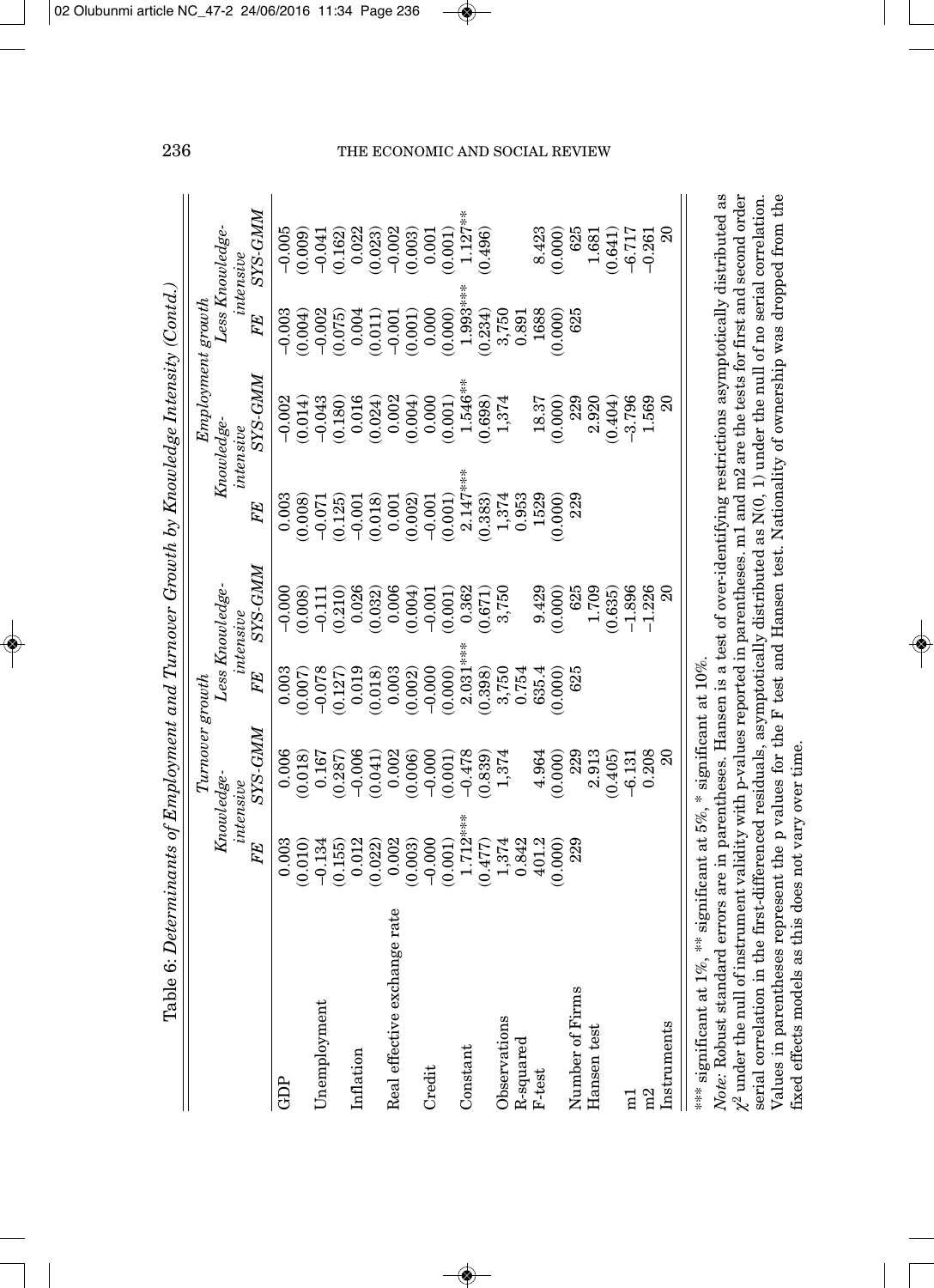Table 6: *Determinants of Employment and Turnover Growth by Knowledge Intensity (Contd.)*

| | Turnover growth | | | | Employment growth | | | |
|---|---|---|---|---|---|---|---|---|
| | Knowledge-intensive | | Less Knowledge-intensive | | Knowledge-intensive | | Less Knowledge-intensive | |
| | *FE* | *SYS-GMM* | *FE* | *SYS-GMM* | *FE* | *SYS-GMM* | *FE* | *SYS-GMM* |
| GDP | 0.003 | 0.006 | 0.003 | –0.000 | 0.003 | –0.002 | –0.003 | –0.005 |
| | (0.010) | (0.018) | (0.007) | (0.008) | (0.008) | (0.014) | (0.004) | (0.009) |
| Unemployment | –0.134 | 0.167 | –0.078 | –0.111 | –0.071 | –0.043 | –0.002 | –0.041 |
| | (0.155) | (0.287) | (0.127) | (0.210) | (0.125) | (0.180) | (0.075) | (0.162) |
| Inflation | 0.012 | –0.006 | 0.019 | 0.026 | –0.001 | 0.016 | 0.004 | 0.022 |
| | (0.022) | (0.041) | (0.018) | (0.032) | (0.018) | (0.024) | (0.011) | (0.023) |
| Real effective exchange rate | 0.002 | 0.002 | 0.003 | 0.006 | 0.001 | 0.002 | –0.001 | –0.002 |
| | (0.003) | (0.006) | (0.002) | (0.004) | (0.002) | (0.004) | (0.001) | (0.003) |
| Credit | –0.000 | –0.000 | –0.000 | –0.001 | –0.001 | 0.000 | 0.000 | 0.001 |
| | (0.001) | (0.001) | (0.000) | (0.001) | (0.001) | (0.001) | (0.000) | (0.001) |
| Constant | 1.712*** | –0.478 | 2.031*** | 0.362 | 2.147*** | 1.546** | 1.993*** | 1.127** |
| | (0.477) | (0.839) | (0.398) | (0.671) | (0.383) | (0.698) | (0.234) | (0.496) |
| Observations | 1,374 | 1,374 | 3,750 | 3,750 | 1,374 | 1,374 | 3,750 | |
| R-squared | 0.842 | | 0.754 | | 0.953 | | 0.891 | |
| F-test | 401.2 | 4.964 | 635.4 | 9.429 | 1529 | 18.37 | 1688 | 8.423 |
| | (0.000) | (0.000) | (0.000) | (0.000) | (0.000) | (0.000) | (0.000) | (0.000) |
| Number of Firms | 229 | 229 | 625 | 625 | 229 | 229 | 625 | 625 |
| Hansen test | | 2.913 | | 1.709 | | 2.920 | | 1.681 |
| | | (0.405) | | (0.635) | | (0.404) | | (0.641) |
| m1 | | –6.131 | | –1.896 | | –3.796 | | –6.717 |
| m2 | | 0.208 | | –1.226 | | 1.569 | | –0.261 |
| Instruments | | 20 | | 20 | | 20 | | 20 |

*** significant at 1%, ** significant at 5%, * significant at 10%.

*Note:* Robust standard errors are in parentheses. Hansen is a test of over-identifying restrictions asymptotically distributed as $\chi^2$ under the null of instrument validity with p-values reported in parentheses. m1 and m2 are the tests for first and second order serial correlation in the first-differenced residuals, asymptotically distributed as N(0, 1) under the null of no serial correlation. Values in parentheses represent the p values for the F test and Hansen test. Nationality of ownership was dropped from the fixed effects models as this does not vary over time.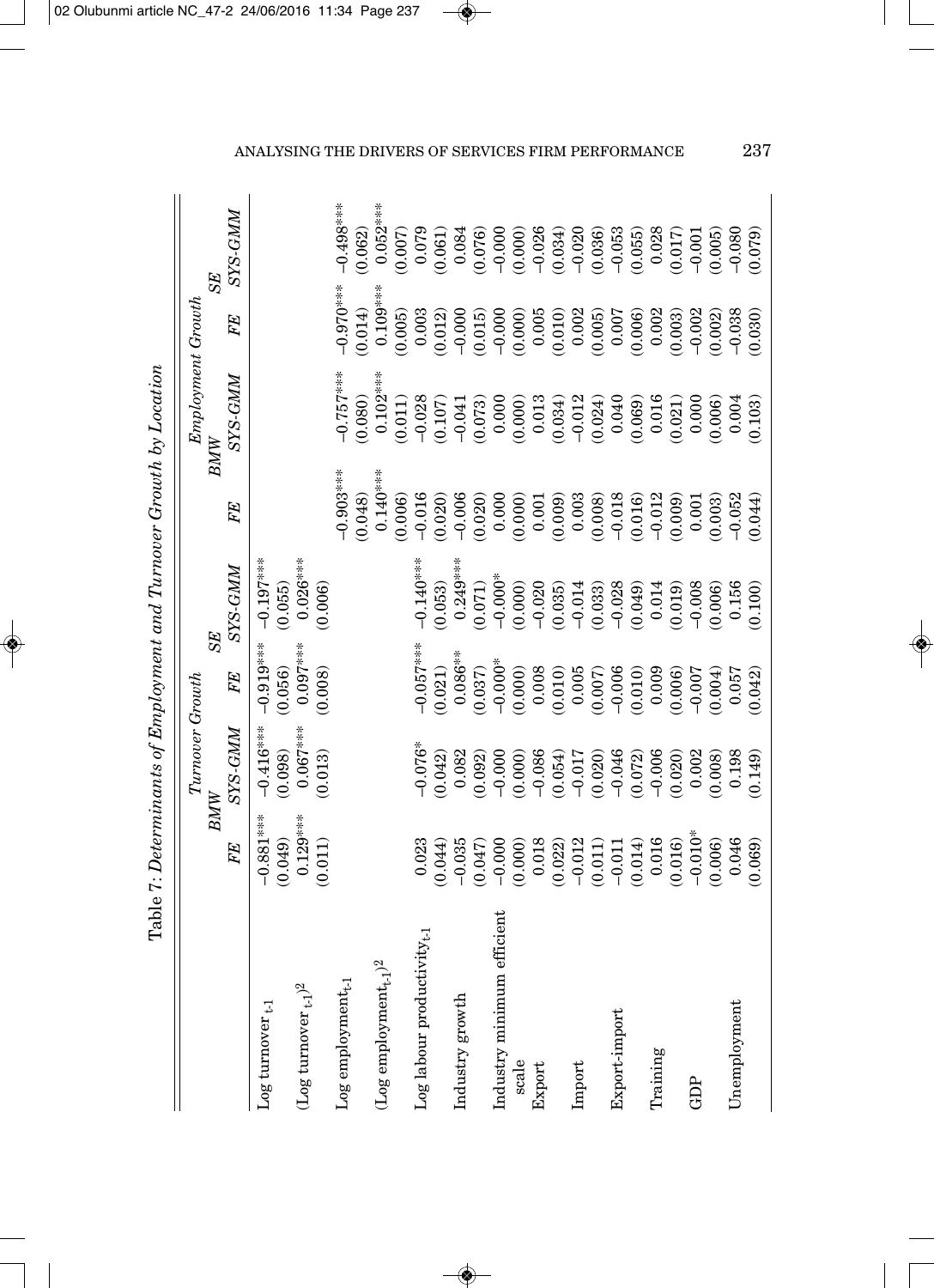Table 7: Determinants of Employment and Turnover Growth by Location

| | Turnover Growth | | | | Employment Growth | | | |
|---|---|---|---|---|---|---|---|---|
| | BMW | | SE | | BMW | | SE | |
| | FE | SYS-GMM | FE | SYS-GMM | FE | SYS-GMM | FE | SYS-GMM |
| Log turnover $_{t-1}$ | −0.881*** | −0.416*** | −0.919*** | −0.197*** | | | | |
| | (0.049) | (0.098) | (0.056) | (0.055) | | | | |
| (Log turnover $_{t-1}$)$^2$ | 0.129*** | 0.067*** | 0.097*** | 0.026*** | | | | |
| | (0.011) | (0.013) | (0.008) | (0.006) | | | | |
| Log employment$_{t-1}$ | | | | | −0.903*** | −0.757*** | −0.970*** | −0.498*** |
| | | | | | (0.048) | (0.080) | (0.014) | (0.062) |
| (Log employment$_{t-1}$)$^2$ | | | | | 0.140*** | 0.102*** | 0.109*** | 0.052*** |
| | | | | | (0.006) | (0.011) | (0.005) | (0.007) |
| Log labour productivity$_{t-1}$ | 0.023 | −0.076* | −0.057*** | −0.140*** | −0.016 | −0.028 | 0.003 | 0.079 |
| | (0.044) | (0.042) | (0.021) | (0.053) | (0.020) | (0.107) | (0.012) | (0.061) |
| Industry growth | −0.035 | 0.082 | 0.086** | 0.249*** | −0.006 | −0.041 | −0.000 | 0.084 |
| | (0.047) | (0.092) | (0.037) | (0.071) | (0.020) | (0.073) | (0.015) | (0.076) |
| Industry minimum efficient scale | −0.000 | −0.000 | −0.000* | −0.000* | 0.000 | 0.000 | −0.000 | −0.000 |
| | (0.000) | (0.000) | (0.000) | (0.000) | (0.000) | (0.000) | (0.000) | (0.000) |
| Export | 0.018 | −0.086 | 0.008 | −0.020 | 0.001 | 0.013 | 0.005 | −0.026 |
| | (0.022) | (0.054) | (0.010) | (0.035) | (0.009) | (0.034) | (0.010) | (0.034) |
| Import | −0.012 | −0.017 | 0.005 | −0.014 | 0.003 | −0.012 | 0.002 | −0.020 |
| | (0.011) | (0.020) | (0.007) | (0.033) | (0.008) | (0.024) | (0.005) | (0.036) |
| Export-import | −0.011 | −0.046 | −0.006 | −0.028 | −0.018 | 0.040 | 0.007 | −0.053 |
| | (0.014) | (0.072) | (0.010) | (0.049) | (0.016) | (0.069) | (0.006) | (0.055) |
| Training | 0.016 | −0.006 | 0.009 | 0.014 | −0.012 | 0.016 | 0.002 | 0.028 |
| | (0.016) | (0.020) | (0.006) | (0.019) | (0.009) | (0.021) | (0.003) | (0.017) |
| GDP | −0.010* | 0.002 | −0.007 | −0.008 | 0.001 | 0.000 | −0.002 | −0.001 |
| | (0.006) | (0.008) | (0.004) | (0.006) | (0.003) | (0.006) | (0.002) | (0.005) |
| Unemployment | 0.046 | 0.198 | 0.057 | 0.156 | −0.052 | 0.004 | −0.038 | −0.080 |
| | (0.069) | (0.149) | (0.042) | (0.100) | (0.044) | (0.103) | (0.030) | (0.079) |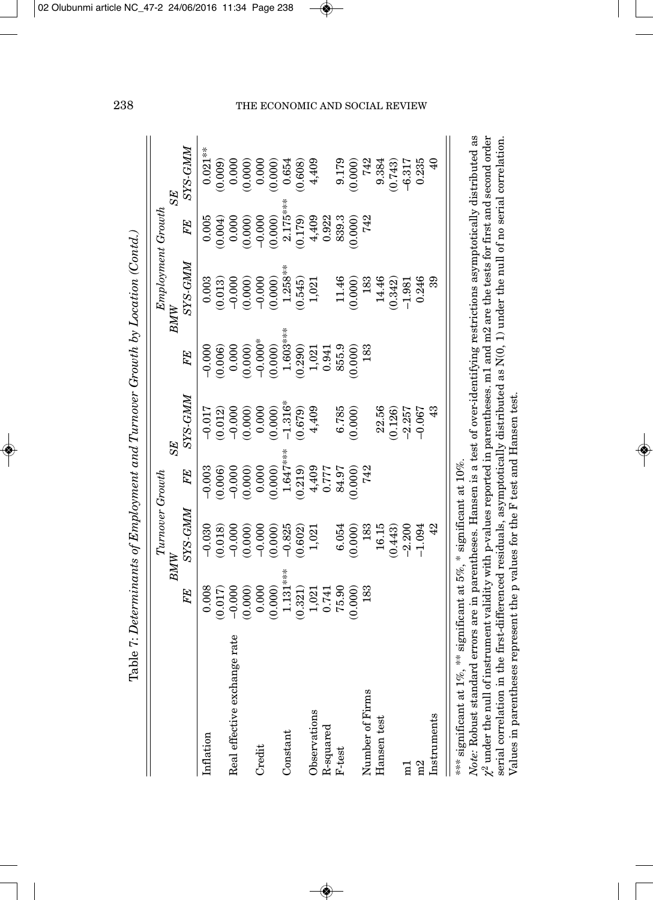Table 7: *Determinants of Employment and Turnover Growth by Location (Contd.)*

| | *Turnover Growth* | | | | *Employment Growth* | | | |
|---|---|---|---|---|---|---|---|---|
| | *BMW* | | *SE* | | *BMW* | | *SE* | |
| | *FE* | *SYS-GMM* | *FE* | *SYS-GMM* | *FE* | *SYS-GMM* | *FE* | *SYS-GMM* |
| Inflation | 0.008 | –0.030 | –0.003 | –0.017 | –0.000 | 0.003 | 0.005 | 0.021** |
| | (0.017) | (0.018) | (0.006) | (0.012) | (0.006) | (0.013) | (0.004) | (0.009) |
| Real effective exchange rate | –0.000 | –0.000 | –0.000 | –0.000 | 0.000 | –0.000 | 0.000 | 0.000 |
| | (0.000) | (0.000) | (0.000) | (0.000) | (0.000) | (0.000) | (0.000) | (0.000) |
| Credit | 0.000 | –0.000 | 0.000 | 0.000 | –0.000* | –0.000 | –0.000 | 0.000 |
| | (0.000) | (0.000) | (0.000) | (0.000) | (0.000) | (0.000) | (0.000) | (0.000) |
| Constant | 1.131*** | –0.825 | 1.647*** | –1.316* | 1.603*** | 1.258** | 2.175*** | 0.654 |
| | (0.321) | (0.602) | (0.219) | (0.679) | (0.290) | (0.545) | (0.179) | (0.608) |
| Observations | 1,021 | 1,021 | 4,409 | 4,409 | 1,021 | 1,021 | 4,409 | 4,409 |
| R-squared | 0.741 | | 0.777 | | 0.941 | | 0.922 | |
| F-test | 75.90 | 6.054 | 84.97 | 6.785 | 855.9 | 11.46 | 839.3 | 9.179 |
| | (0.000) | (0.000) | (0.000) | (0.000) | (0.000) | (0.000) | (0.000) | (0.000) |
| Number of Firms | 183 | 183 | 742 | | 183 | 183 | 742 | 742 |
| Hansen test | | 16.15 | | 22.56 | | 14.46 | | 9.384 |
| | | (0.443) | | (0.126) | | (0.342) | | (0.743) |
| m1 | | –2.200 | | –2.257 | | –1.981 | | –6.317 |
| m2 | | –1.094 | | –0.067 | | 0.246 | | 0.235 |
| Instruments | | 42 | | 43 | | 39 | | 40 |

*** significant at 1%, ** significant at 5%, * significant at 10%.

*Note:* Robust standard errors are in parentheses. Hansen is a test of over-identifying restrictions asymptotically distributed as $\chi^2$ under the null of instrument validity with p-values reported in parentheses. m1 and m2 are the tests for first and second order serial correlation in the first-differenced residuals, asymptotically distributed as N(0, 1) under the null of no serial correlation. Values in parentheses represent the p values for the F test and Hansen test.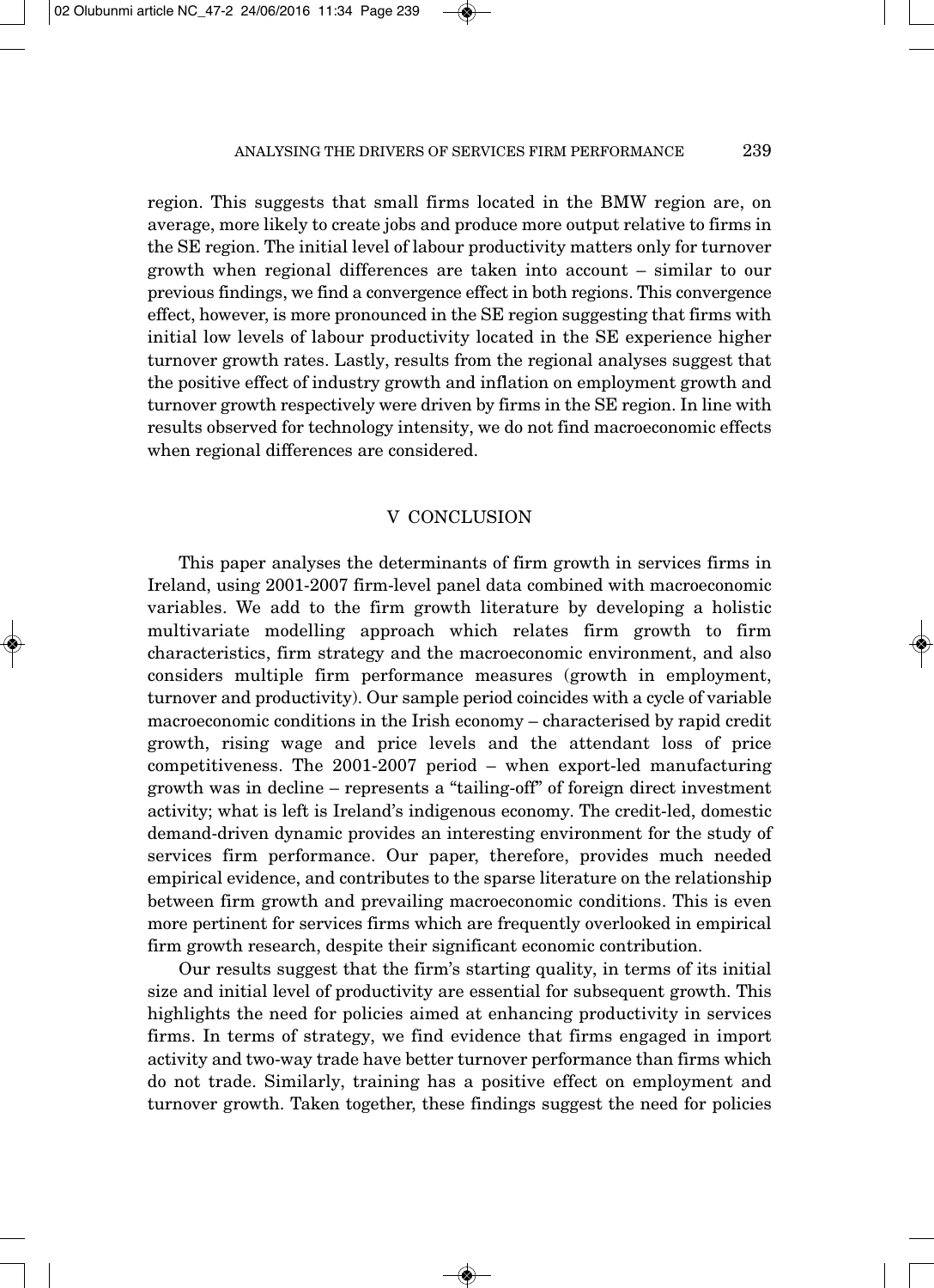region. This suggests that small firms located in the BMW region are, on average, more likely to create jobs and produce more output relative to firms in the SE region. The initial level of labour productivity matters only for turnover growth when regional differences are taken into account – similar to our previous findings, we find a convergence effect in both regions. This convergence effect, however, is more pronounced in the SE region suggesting that firms with initial low levels of labour productivity located in the SE experience higher turnover growth rates. Lastly, results from the regional analyses suggest that the positive effect of industry growth and inflation on employment growth and turnover growth respectively were driven by firms in the SE region. In line with results observed for technology intensity, we do not find macroeconomic effects when regional differences are considered.

## V CONCLUSION

This paper analyses the determinants of firm growth in services firms in Ireland, using 2001-2007 firm-level panel data combined with macroeconomic variables. We add to the firm growth literature by developing a holistic multivariate modelling approach which relates firm growth to firm characteristics, firm strategy and the macroeconomic environment, and also considers multiple firm performance measures (growth in employment, turnover and productivity). Our sample period coincides with a cycle of variable macroeconomic conditions in the Irish economy – characterised by rapid credit growth, rising wage and price levels and the attendant loss of price competitiveness. The 2001-2007 period – when export-led manufacturing growth was in decline – represents a "tailing-off" of foreign direct investment activity; what is left is Ireland's indigenous economy. The credit-led, domestic demand-driven dynamic provides an interesting environment for the study of services firm performance. Our paper, therefore, provides much needed empirical evidence, and contributes to the sparse literature on the relationship between firm growth and prevailing macroeconomic conditions. This is even more pertinent for services firms which are frequently overlooked in empirical firm growth research, despite their significant economic contribution.

Our results suggest that the firm's starting quality, in terms of its initial size and initial level of productivity are essential for subsequent growth. This highlights the need for policies aimed at enhancing productivity in services firms. In terms of strategy, we find evidence that firms engaged in import activity and two-way trade have better turnover performance than firms which do not trade. Similarly, training has a positive effect on employment and turnover growth. Taken together, these findings suggest the need for policies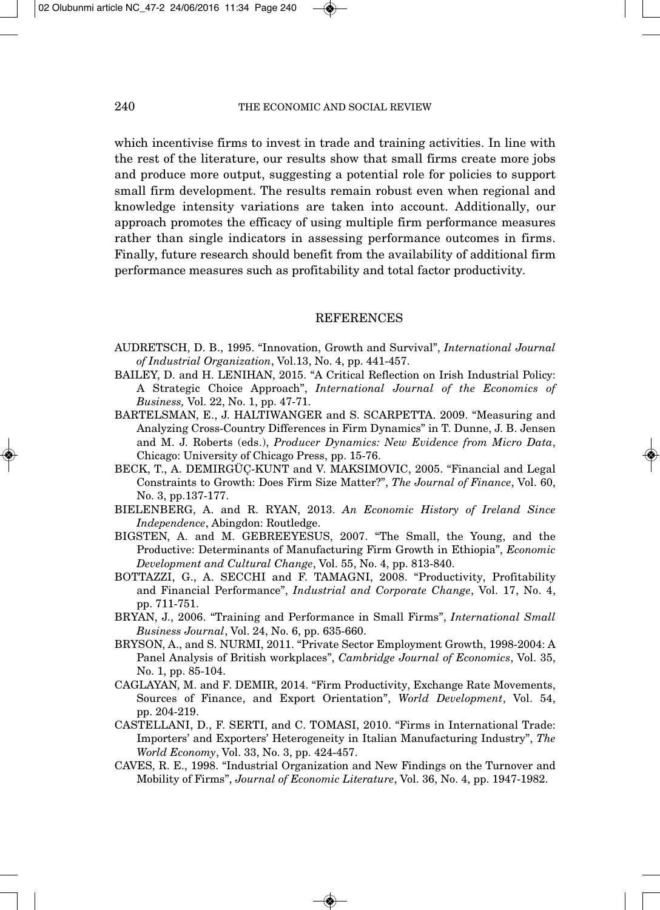which incentivise firms to invest in trade and training activities. In line with the rest of the literature, our results show that small firms create more jobs and produce more output, suggesting a potential role for policies to support small firm development. The results remain robust even when regional and knowledge intensity variations are taken into account. Additionally, our approach promotes the efficacy of using multiple firm performance measures rather than single indicators in assessing performance outcomes in firms. Finally, future research should benefit from the availability of additional firm performance measures such as profitability and total factor productivity.

## REFERENCES

AUDRETSCH, D. B., 1995. "Innovation, Growth and Survival", *International Journal of Industrial Organization*, Vol.13, No. 4, pp. 441-457.

BAILEY, D. and H. LENIHAN, 2015. "A Critical Reflection on Irish Industrial Policy: A Strategic Choice Approach", *International Journal of the Economics of Business,* Vol. 22, No. 1, pp. 47-71.

BARTELSMAN, E., J. HALTIWANGER and S. SCARPETTA. 2009. "Measuring and Analyzing Cross-Country Differences in Firm Dynamics" in T. Dunne, J. B. Jensen and M. J. Roberts (eds.), *Producer Dynamics: New Evidence from Micro Data*, Chicago: University of Chicago Press, pp. 15-76.

BECK, T., A. DEMIRGÜÇ-KUNT and V. MAKSIMOVIC, 2005. "Financial and Legal Constraints to Growth: Does Firm Size Matter?", *The Journal of Finance*, Vol. 60, No. 3, pp.137-177.

BIELENBERG, A. and R. RYAN, 2013. *An Economic History of Ireland Since Independence*, Abingdon: Routledge.

BIGSTEN, A. and M. GEBREEYESUS, 2007. "The Small, the Young, and the Productive: Determinants of Manufacturing Firm Growth in Ethiopia", *Economic Development and Cultural Change*, Vol. 55, No. 4, pp. 813-840.

BOTTAZZI, G., A. SECCHI and F. TAMAGNI, 2008. "Productivity, Profitability and Financial Performance", *Industrial and Corporate Change*, Vol. 17, No. 4, pp. 711-751.

BRYAN, J., 2006. "Training and Performance in Small Firms", *International Small Business Journal*, Vol. 24, No. 6, pp. 635-660.

BRYSON, A., and S. NURMI, 2011. "Private Sector Employment Growth, 1998-2004: A Panel Analysis of British workplaces", *Cambridge Journal of Economics*, Vol. 35, No. 1, pp. 85-104.

CAGLAYAN, M. and F. DEMIR, 2014. "Firm Productivity, Exchange Rate Movements, Sources of Finance, and Export Orientation", *World Development*, Vol. 54, pp. 204-219.

CASTELLANI, D., F. SERTI, and C. TOMASI, 2010. "Firms in International Trade: Importers' and Exporters' Heterogeneity in Italian Manufacturing Industry", *The World Economy*, Vol. 33, No. 3, pp. 424-457.

CAVES, R. E., 1998. "Industrial Organization and New Findings on the Turnover and Mobility of Firms", *Journal of Economic Literature*, Vol. 36, No. 4, pp. 1947-1982.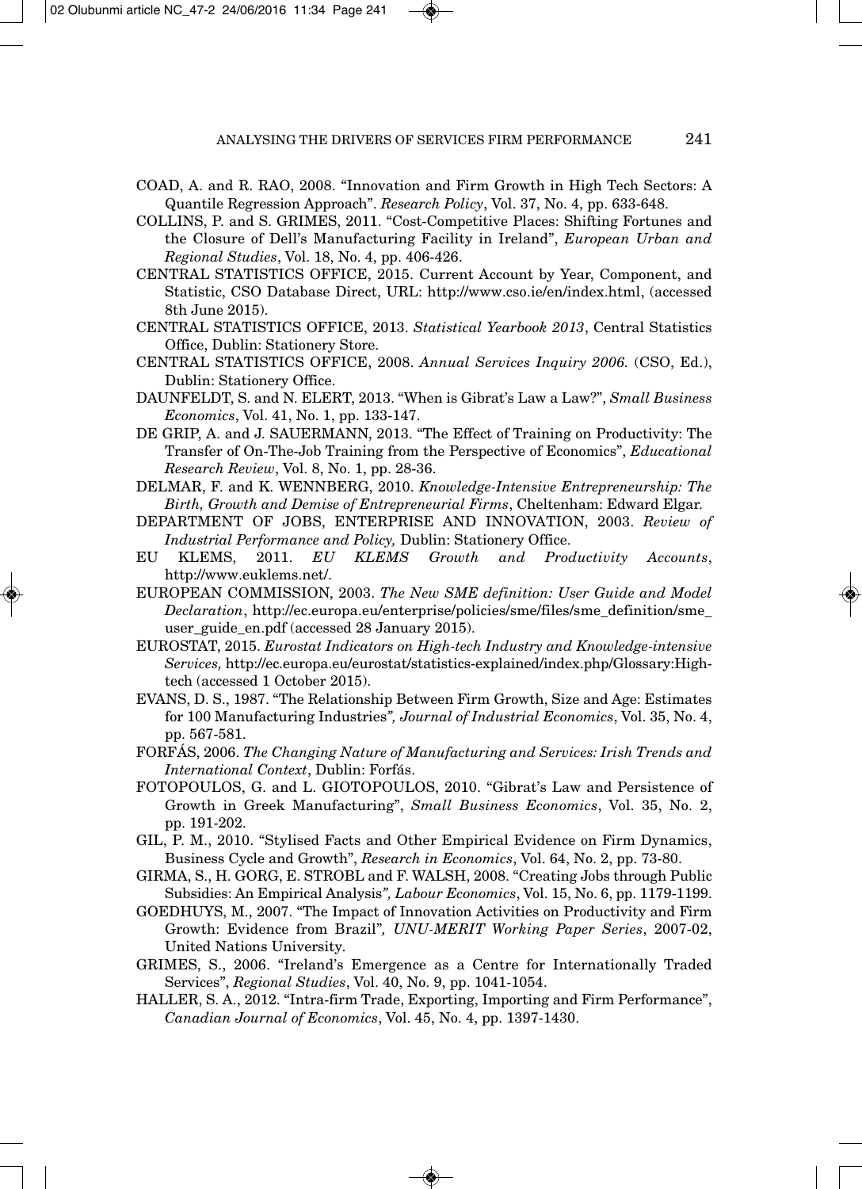COAD, A. and R. RAO, 2008. "Innovation and Firm Growth in High Tech Sectors: A Quantile Regression Approach". *Research Policy*, Vol. 37, No. 4, pp. 633-648.

COLLINS, P. and S. GRIMES, 2011. "Cost-Competitive Places: Shifting Fortunes and the Closure of Dell's Manufacturing Facility in Ireland", *European Urban and Regional Studies*, Vol. 18, No. 4, pp. 406-426.

CENTRAL STATISTICS OFFICE, 2015. Current Account by Year, Component, and Statistic, CSO Database Direct, URL: http://www.cso.ie/en/index.html, (accessed 8th June 2015).

CENTRAL STATISTICS OFFICE, 2013. *Statistical Yearbook 2013*, Central Statistics Office, Dublin: Stationery Store.

CENTRAL STATISTICS OFFICE, 2008. *Annual Services Inquiry 2006.* (CSO, Ed.), Dublin: Stationery Office.

DAUNFELDT, S. and N. ELERT, 2013. "When is Gibrat's Law a Law?", *Small Business Economics*, Vol. 41, No. 1, pp. 133-147.

DE GRIP, A. and J. SAUERMANN, 2013. "The Effect of Training on Productivity: The Transfer of On-The-Job Training from the Perspective of Economics", *Educational Research Review*, Vol. 8, No. 1, pp. 28-36.

DELMAR, F. and K. WENNBERG, 2010. *Knowledge-Intensive Entrepreneurship: The Birth, Growth and Demise of Entrepreneurial Firms*, Cheltenham: Edward Elgar.

DEPARTMENT OF JOBS, ENTERPRISE AND INNOVATION, 2003. *Review of Industrial Performance and Policy,* Dublin: Stationery Office.

EU KLEMS, 2011. *EU KLEMS Growth and Productivity Accounts*, http://www.euklems.net/.

EUROPEAN COMMISSION, 2003. *The New SME definition: User Guide and Model Declaration*, http://ec.europa.eu/enterprise/policies/sme/files/sme_definition/sme_user_guide_en.pdf (accessed 28 January 2015).

EUROSTAT, 2015. *Eurostat Indicators on High-tech Industry and Knowledge-intensive Services,* http://ec.europa.eu/eurostat/statistics-explained/index.php/Glossary:High-tech (accessed 1 October 2015).

EVANS, D. S., 1987. "The Relationship Between Firm Growth, Size and Age: Estimates for 100 Manufacturing Industries", *Journal of Industrial Economics*, Vol. 35, No. 4, pp. 567-581.

FORFÁS, 2006. *The Changing Nature of Manufacturing and Services: Irish Trends and International Context*, Dublin: Forfás.

FOTOPOULOS, G. and L. GIOTOPOULOS, 2010. "Gibrat's Law and Persistence of Growth in Greek Manufacturing", *Small Business Economics*, Vol. 35, No. 2, pp. 191-202.

GIL, P. M., 2010. "Stylised Facts and Other Empirical Evidence on Firm Dynamics, Business Cycle and Growth", *Research in Economics*, Vol. 64, No. 2, pp. 73-80.

GIRMA, S., H. GORG, E. STROBL and F. WALSH, 2008. "Creating Jobs through Public Subsidies: An Empirical Analysis", *Labour Economics*, Vol. 15, No. 6, pp. 1179-1199.

GOEDHUYS, M., 2007. "The Impact of Innovation Activities on Productivity and Firm Growth: Evidence from Brazil", *UNU-MERIT Working Paper Series*, 2007-02, United Nations University.

GRIMES, S., 2006. "Ireland's Emergence as a Centre for Internationally Traded Services", *Regional Studies*, Vol. 40, No. 9, pp. 1041-1054.

HALLER, S. A., 2012. "Intra-firm Trade, Exporting, Importing and Firm Performance", *Canadian Journal of Economics*, Vol. 45, No. 4, pp. 1397-1430.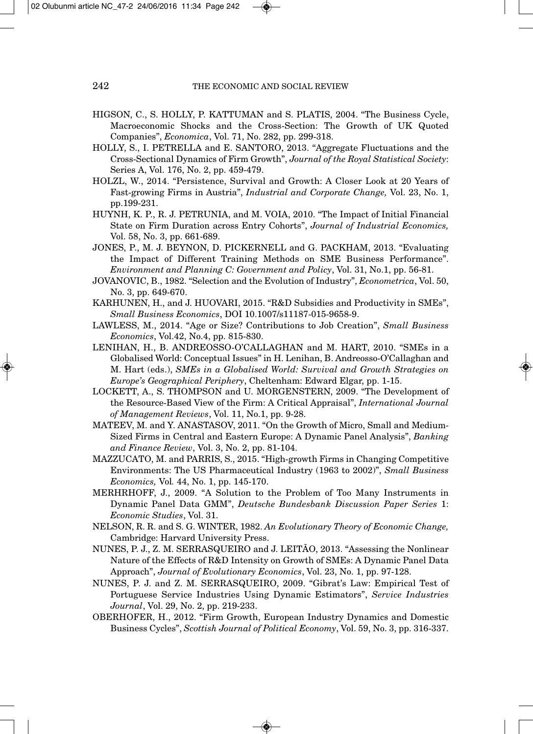HIGSON, C., S. HOLLY, P. KATTUMAN and S. PLATIS, 2004. "The Business Cycle, Macroeconomic Shocks and the Cross-Section: The Growth of UK Quoted Companies", *Economica*, Vol. 71, No. 282, pp. 299-318.

HOLLY, S., I. PETRELLA and E. SANTORO, 2013. "Aggregate Fluctuations and the Cross-Sectional Dynamics of Firm Growth", *Journal of the Royal Statistical Society*: Series A, Vol. 176, No. 2, pp. 459-479.

HOLZL, W., 2014. "Persistence, Survival and Growth: A Closer Look at 20 Years of Fast-growing Firms in Austria", *Industrial and Corporate Change,* Vol. 23, No. 1, pp.199-231.

HUYNH, K. P., R. J. PETRUNIA, and M. VOIA, 2010. "The Impact of Initial Financial State on Firm Duration across Entry Cohorts", *Journal of Industrial Economics,* Vol. 58, No. 3, pp. 661-689.

JONES, P., M. J. BEYNON, D. PICKERNELL and G. PACKHAM, 2013. "Evaluating the Impact of Different Training Methods on SME Business Performance". *Environment and Planning C: Government and Policy*, Vol. 31, No.1, pp. 56-81.

JOVANOVIC, B., 1982. "Selection and the Evolution of Industry", *Econometrica*, Vol. 50, No. 3, pp. 649-670.

KARHUNEN, H., and J. HUOVARI, 2015. "R&D Subsidies and Productivity in SMEs", *Small Business Economics*, DOI 10.1007/s11187-015-9658-9.

LAWLESS, M., 2014. "Age or Size? Contributions to Job Creation", *Small Business Economics*, Vol.42, No.4, pp. 815-830.

LENIHAN, H., B. ANDREOSSO-O'CALLAGHAN and M. HART, 2010. "SMEs in a Globalised World: Conceptual Issues" in H. Lenihan, B. Andreosso-O'Callaghan and M. Hart (eds.), *SMEs in a Globalised World: Survival and Growth Strategies on Europe's Geographical Periphery*, Cheltenham: Edward Elgar, pp. 1-15.

LOCKETT, A., S. THOMPSON and U. MORGENSTERN, 2009. "The Development of the Resource-Based View of the Firm: A Critical Appraisal", *International Journal of Management Reviews*, Vol. 11, No.1, pp. 9-28.

MATEEV, M. and Y. ANASTASOV, 2011. "On the Growth of Micro, Small and Medium-Sized Firms in Central and Eastern Europe: A Dynamic Panel Analysis", *Banking and Finance Review*, Vol. 3, No. 2, pp. 81-104.

MAZZUCATO, M. and PARRIS, S., 2015. "High-growth Firms in Changing Competitive Environments: The US Pharmaceutical Industry (1963 to 2002)", *Small Business Economics,* Vol. 44, No. 1, pp. 145-170.

MERHRHOFF, J., 2009. "A Solution to the Problem of Too Many Instruments in Dynamic Panel Data GMM", *Deutsche Bundesbank Discussion Paper Series* 1: *Economic Studies*, Vol. 31.

NELSON, R. R. and S. G. WINTER, 1982. *An Evolutionary Theory of Economic Change,* Cambridge: Harvard University Press.

NUNES, P. J., Z. M. SERRASQUEIRO and J. LEITÃO, 2013. "Assessing the Nonlinear Nature of the Effects of R&D Intensity on Growth of SMEs: A Dynamic Panel Data Approach", *Journal of Evolutionary Economics*, Vol. 23, No. 1, pp. 97-128.

NUNES, P. J. and Z. M. SERRASQUEIRO, 2009. "Gibrat's Law: Empirical Test of Portuguese Service Industries Using Dynamic Estimators", *Service Industries Journal*, Vol. 29, No. 2, pp. 219-233.

OBERHOFER, H., 2012. "Firm Growth, European Industry Dynamics and Domestic Business Cycles", *Scottish Journal of Political Economy*, Vol. 59, No. 3, pp. 316-337.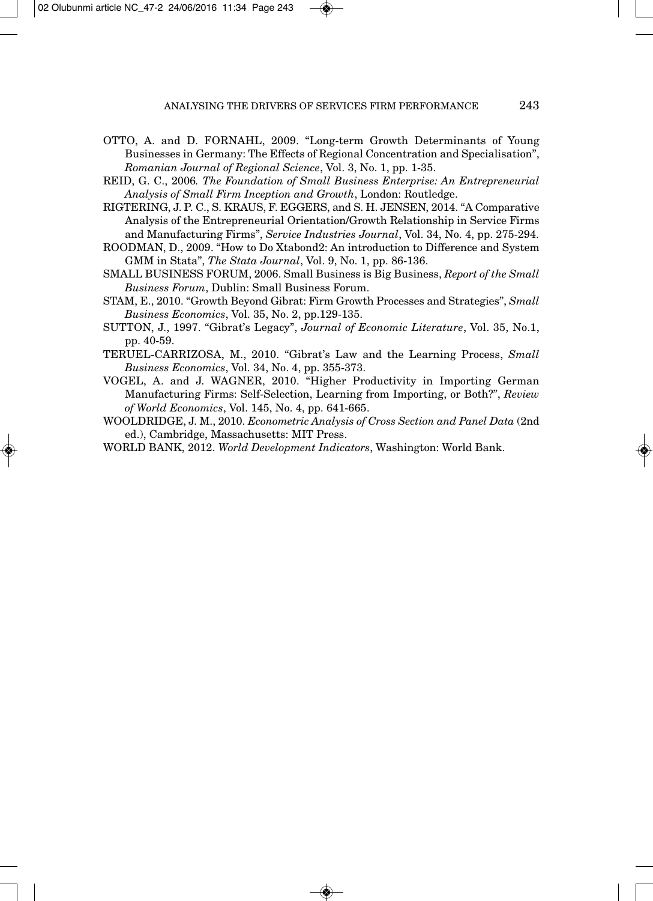OTTO, A. and D. FORNAHL, 2009. "Long-term Growth Determinants of Young Businesses in Germany: The Effects of Regional Concentration and Specialisation", *Romanian Journal of Regional Science*, Vol. 3, No. 1, pp. 1-35.

REID, G. C., 2006*. The Foundation of Small Business Enterprise: An Entrepreneurial Analysis of Small Firm Inception and Growth*, London: Routledge.

RIGTERING, J. P. C., S. KRAUS, F. EGGERS, and S. H. JENSEN, 2014. "A Comparative Analysis of the Entrepreneurial Orientation/Growth Relationship in Service Firms and Manufacturing Firms", *Service Industries Journal*, Vol. 34, No. 4, pp. 275-294.

ROODMAN, D., 2009. "How to Do Xtabond2: An introduction to Difference and System GMM in Stata", *The Stata Journal*, Vol. 9, No. 1, pp. 86-136.

SMALL BUSINESS FORUM, 2006. Small Business is Big Business, *Report of the Small Business Forum*, Dublin: Small Business Forum.

STAM, E., 2010. "Growth Beyond Gibrat: Firm Growth Processes and Strategies", *Small Business Economics*, Vol. 35, No. 2, pp.129-135.

SUTTON, J., 1997. "Gibrat's Legacy", *Journal of Economic Literature*, Vol. 35, No.1, pp. 40-59.

TERUEL-CARRIZOSA, M., 2010. "Gibrat's Law and the Learning Process, *Small Business Economics*, Vol. 34, No. 4, pp. 355-373.

VOGEL, A. and J. WAGNER, 2010. "Higher Productivity in Importing German Manufacturing Firms: Self-Selection, Learning from Importing, or Both?", *Review of World Economics*, Vol. 145, No. 4, pp. 641-665.

WOOLDRIDGE, J. M., 2010. *Econometric Analysis of Cross Section and Panel Data* (2nd ed.), Cambridge, Massachusetts: MIT Press.

WORLD BANK, 2012. *World Development Indicators*, Washington: World Bank.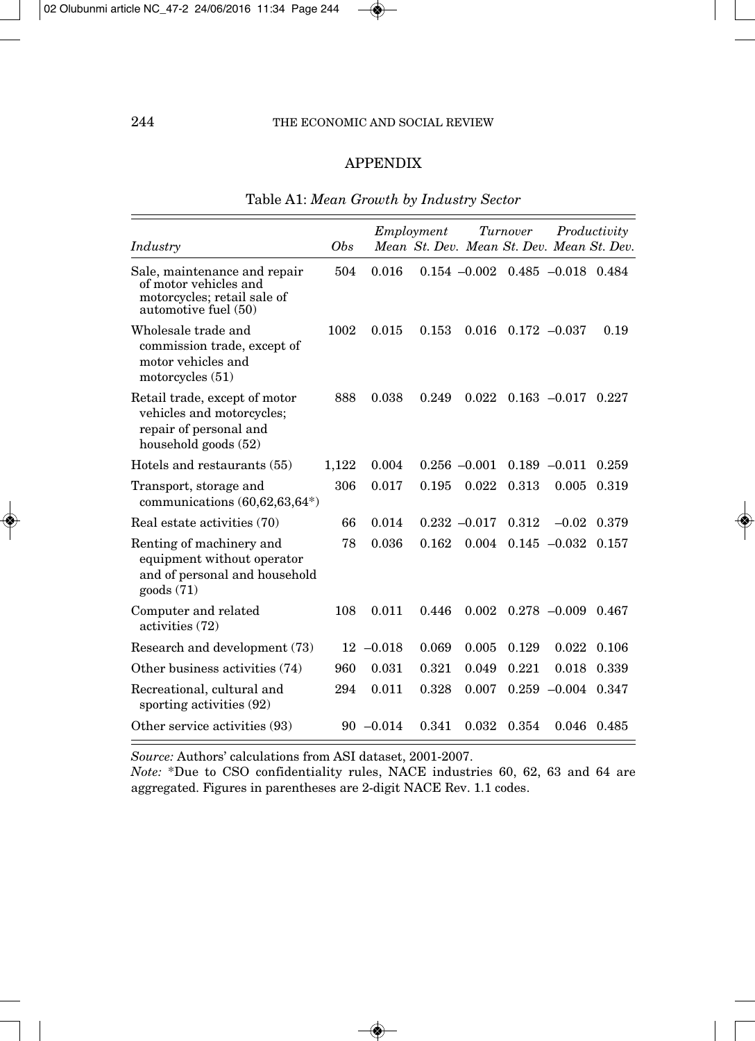## APPENDIX

Table A1: *Mean Growth by Industry Sector*

| *Industry* | *Obs* | *Employment* | | *Turnover* | | *Productivity* | |
|---|---|---|---|---|---|---|---|
| | | *Mean* | *St. Dev.* | *Mean* | *St. Dev.* | *Mean* | *St. Dev.* |
| Sale, maintenance and repair of motor vehicles and motorcycles; retail sale of automotive fuel (50) | 504 | 0.016 | 0.154 | –0.002 | 0.485 | –0.018 | 0.484 |
| Wholesale trade and commission trade, except of motor vehicles and motorcycles (51) | 1002 | 0.015 | 0.153 | 0.016 | 0.172 | –0.037 | 0.19 |
| Retail trade, except of motor vehicles and motorcycles; repair of personal and household goods (52) | 888 | 0.038 | 0.249 | 0.022 | 0.163 | –0.017 | 0.227 |
| Hotels and restaurants (55) | 1,122 | 0.004 | 0.256 | –0.001 | 0.189 | –0.011 | 0.259 |
| Transport, storage and communications (60,62,63,64*) | 306 | 0.017 | 0.195 | 0.022 | 0.313 | 0.005 | 0.319 |
| Real estate activities (70) | 66 | 0.014 | 0.232 | –0.017 | 0.312 | –0.02 | 0.379 |
| Renting of machinery and equipment without operator and of personal and household goods (71) | 78 | 0.036 | 0.162 | 0.004 | 0.145 | –0.032 | 0.157 |
| Computer and related activities (72) | 108 | 0.011 | 0.446 | 0.002 | 0.278 | –0.009 | 0.467 |
| Research and development (73) | 12 | –0.018 | 0.069 | 0.005 | 0.129 | 0.022 | 0.106 |
| Other business activities (74) | 960 | 0.031 | 0.321 | 0.049 | 0.221 | 0.018 | 0.339 |
| Recreational, cultural and sporting activities (92) | 294 | 0.011 | 0.328 | 0.007 | 0.259 | –0.004 | 0.347 |
| Other service activities (93) | 90 | –0.014 | 0.341 | 0.032 | 0.354 | 0.046 | 0.485 |

*Source:* Authors' calculations from ASI dataset, 2001-2007.

*Note:* *Due to CSO confidentiality rules, NACE industries 60, 62, 63 and 64 are aggregated. Figures in parentheses are 2-digit NACE Rev. 1.1 codes.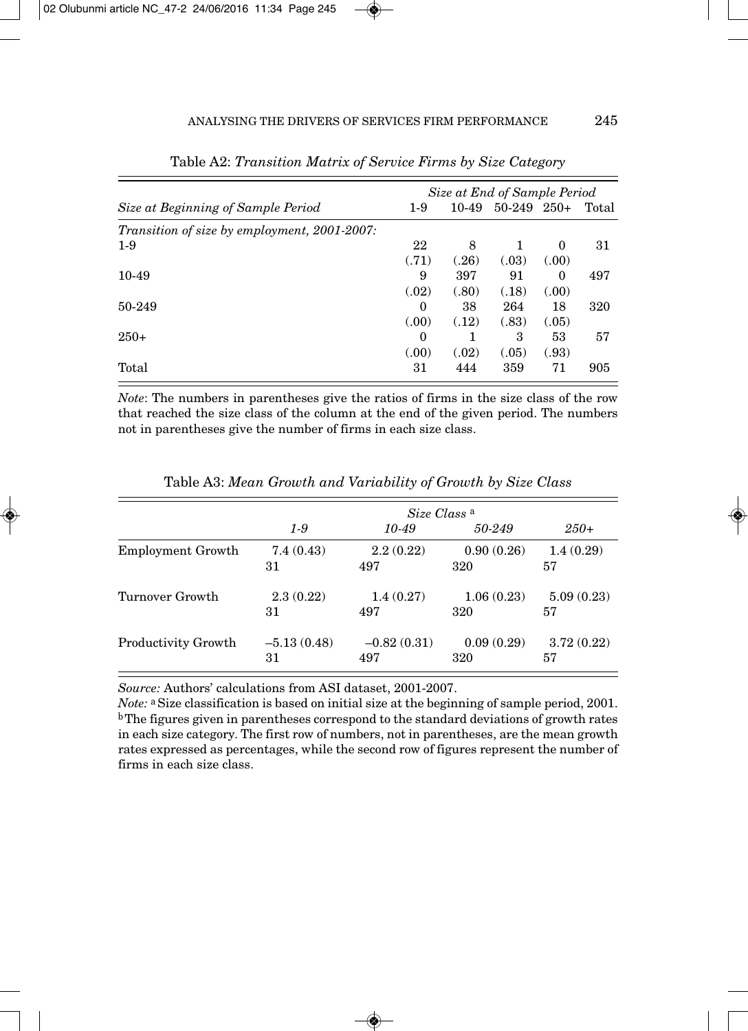Table A2: *Transition Matrix of Service Firms by Size Category*

| | *Size at End of Sample Period* | | | | |
|---|---|---|---|---|---|
| *Size at Beginning of Sample Period* | 1-9 | 10-49 | 50-249 | 250+ | Total |
| *Transition of size by employment, 2001-2007:* | | | | | |
| 1-9 | 22 | 8 | 1 | 0 | 31 |
| | (.71) | (.26) | (.03) | (.00) | |
| 10-49 | 9 | 397 | 91 | 0 | 497 |
| | (.02) | (.80) | (.18) | (.00) | |
| 50-249 | 0 | 38 | 264 | 18 | 320 |
| | (.00) | (.12) | (.83) | (.05) | |
| 250+ | 0 | 1 | 3 | 53 | 57 |
| | (.00) | (.02) | (.05) | (.93) | |
| Total | 31 | 444 | 359 | 71 | 905 |

*Note*: The numbers in parentheses give the ratios of firms in the size class of the row that reached the size class of the column at the end of the given period. The numbers not in parentheses give the number of firms in each size class.

Table A3: *Mean Growth and Variability of Growth by Size Class*

| | *Size Class* [a] | | | |
|---|---|---|---|---|
| | *1-9* | *10-49* | *50-249* | *250+* |
| Employment Growth | 7.4 (0.43) | 2.2 (0.22) | 0.90 (0.26) | 1.4 (0.29) |
| | 31 | 497 | 320 | 57 |
| Turnover Growth | 2.3 (0.22) | 1.4 (0.27) | 1.06 (0.23) | 5.09 (0.23) |
| | 31 | 497 | 320 | 57 |
| Productivity Growth | –5.13 (0.48) | –0.82 (0.31) | 0.09 (0.29) | 3.72 (0.22) |
| | 31 | 497 | 320 | 57 |

*Source:* Authors' calculations from ASI dataset, 2001-2007.

*Note:* [a] Size classification is based on initial size at the beginning of sample period, 2001. [b] The figures given in parentheses correspond to the standard deviations of growth rates in each size category. The first row of numbers, not in parentheses, are the mean growth rates expressed as percentages, while the second row of figures represent the number of firms in each size class.